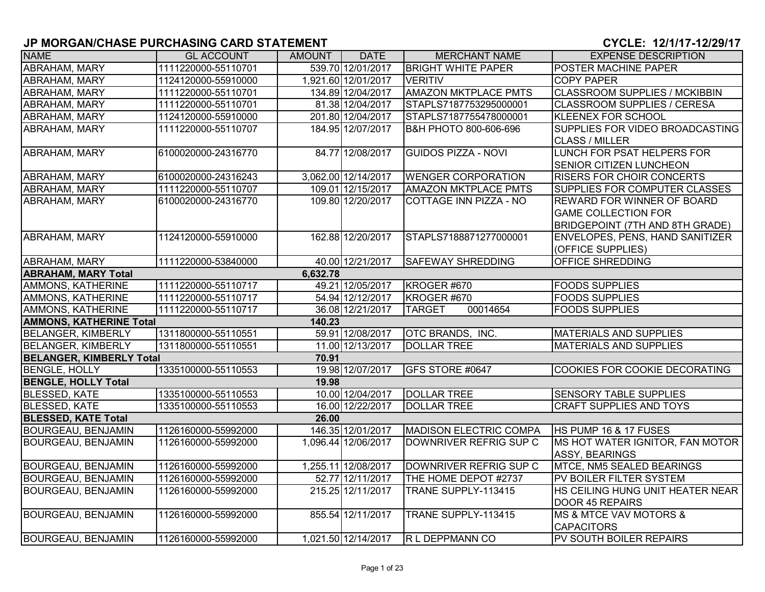# JP MORGAN/CHASE PURCHASING CARD STATEMENT

**CYCLE: 12/1/17-12/29/17**

| NAME | GL ACCOUNT | AMOUNT | DATE | MERCHANT NAME | EXPENSE DESCRIPTION |
|---|---|---|---|---|---|
| ABRAHAM, MARY | 1111220000-55110701 | 539.70 | 12/01/2017 | BRIGHT WHITE PAPER | POSTER MACHINE PAPER |
| ABRAHAM, MARY | 1124120000-55910000 | 1,921.60 | 12/01/2017 | VERITIV | COPY PAPER |
| ABRAHAM, MARY | 1111220000-55110701 | 134.89 | 12/04/2017 | AMAZON MKTPLACE PMTS | CLASSROOM SUPPLIES / MCKIBBIN |
| ABRAHAM, MARY | 1111220000-55110701 | 81.38 | 12/04/2017 | STAPLS7187753295000001 | CLASSROOM SUPPLIES / CERESA |
| ABRAHAM, MARY | 1124120000-55910000 | 201.80 | 12/04/2017 | STAPLS7187755478000001 | KLEENEX FOR SCHOOL |
| ABRAHAM, MARY | 1111220000-55110707 | 184.95 | 12/07/2017 | B&H PHOTO 800-606-696 | SUPPLIES FOR VIDEO BROADCASTING CLASS / MILLER |
| ABRAHAM, MARY | 6100020000-24316770 | 84.77 | 12/08/2017 | GUIDOS PIZZA - NOVI | LUNCH FOR PSAT HELPERS FOR SENIOR CITIZEN LUNCHEON |
| ABRAHAM, MARY | 6100020000-24316243 | 3,062.00 | 12/14/2017 | WENGER CORPORATION | RISERS FOR CHOIR CONCERTS |
| ABRAHAM, MARY | 1111220000-55110707 | 109.01 | 12/15/2017 | AMAZON MKTPLACE PMTS | SUPPLIES FOR COMPUTER CLASSES |
| ABRAHAM, MARY | 6100020000-24316770 | 109.80 | 12/20/2017 | COTTAGE INN PIZZA - NO | REWARD FOR WINNER OF BOARD GAME COLLECTION FOR BRIDGEPOINT (7TH AND 8TH GRADE) |
| ABRAHAM, MARY | 1124120000-55910000 | 162.88 | 12/20/2017 | STAPLS7188871277000001 | ENVELOPES, PENS, HAND SANITIZER (OFFICE SUPPLIES) |
| ABRAHAM, MARY | 1111220000-53840000 | 40.00 | 12/21/2017 | SAFEWAY SHREDDING | OFFICE SHREDDING |
| **ABRAHAM, MARY Total** | | **6,632.78** | | | |
| AMMONS, KATHERINE | 1111220000-55110717 | 49.21 | 12/05/2017 | KROGER #670 | FOODS SUPPLIES |
| AMMONS, KATHERINE | 1111220000-55110717 | 54.94 | 12/12/2017 | KROGER #670 | FOODS SUPPLIES |
| AMMONS, KATHERINE | 1111220000-55110717 | 36.08 | 12/21/2017 | TARGET 00014654 | FOODS SUPPLIES |
| **AMMONS, KATHERINE Total** | | **140.23** | | | |
| BELANGER, KIMBERLY | 1311800000-55110551 | 59.91 | 12/08/2017 | OTC BRANDS, INC. | MATERIALS AND SUPPLIES |
| BELANGER, KIMBERLY | 1311800000-55110551 | 11.00 | 12/13/2017 | DOLLAR TREE | MATERIALS AND SUPPLIES |
| **BELANGER, KIMBERLY Total** | | **70.91** | | | |
| BENGLE, HOLLY | 1335100000-55110553 | 19.98 | 12/07/2017 | GFS STORE #0647 | COOKIES FOR COOKIE DECORATING |
| **BENGLE, HOLLY Total** | | **19.98** | | | |
| BLESSED, KATE | 1335100000-55110553 | 10.00 | 12/04/2017 | DOLLAR TREE | SENSORY TABLE SUPPLIES |
| BLESSED, KATE | 1335100000-55110553 | 16.00 | 12/22/2017 | DOLLAR TREE | CRAFT SUPPLIES AND TOYS |
| **BLESSED, KATE Total** | | **26.00** | | | |
| BOURGEAU, BENJAMIN | 1126160000-55992000 | 146.35 | 12/01/2017 | MADISON ELECTRIC COMPA | HS PUMP 16 & 17 FUSES |
| BOURGEAU, BENJAMIN | 1126160000-55992000 | 1,096.44 | 12/06/2017 | DOWNRIVER REFRIG SUP C | MS HOT WATER IGNITOR, FAN MOTOR ASSY, BEARINGS |
| BOURGEAU, BENJAMIN | 1126160000-55992000 | 1,255.11 | 12/08/2017 | DOWNRIVER REFRIG SUP C | MTCE, NM5 SEALED BEARINGS |
| BOURGEAU, BENJAMIN | 1126160000-55992000 | 52.77 | 12/11/2017 | THE HOME DEPOT #2737 | PV BOILER FILTER SYSTEM |
| BOURGEAU, BENJAMIN | 1126160000-55992000 | 215.25 | 12/11/2017 | TRANE SUPPLY-113415 | HS CEILING HUNG UNIT HEATER NEAR DOOR 45 REPAIRS |
| BOURGEAU, BENJAMIN | 1126160000-55992000 | 855.54 | 12/11/2017 | TRANE SUPPLY-113415 | MS & MTCE VAV MOTORS & CAPACITORS |
| BOURGEAU, BENJAMIN | 1126160000-55992000 | 1,021.50 | 12/14/2017 | R L DEPPMANN CO | PV SOUTH BOILER REPAIRS |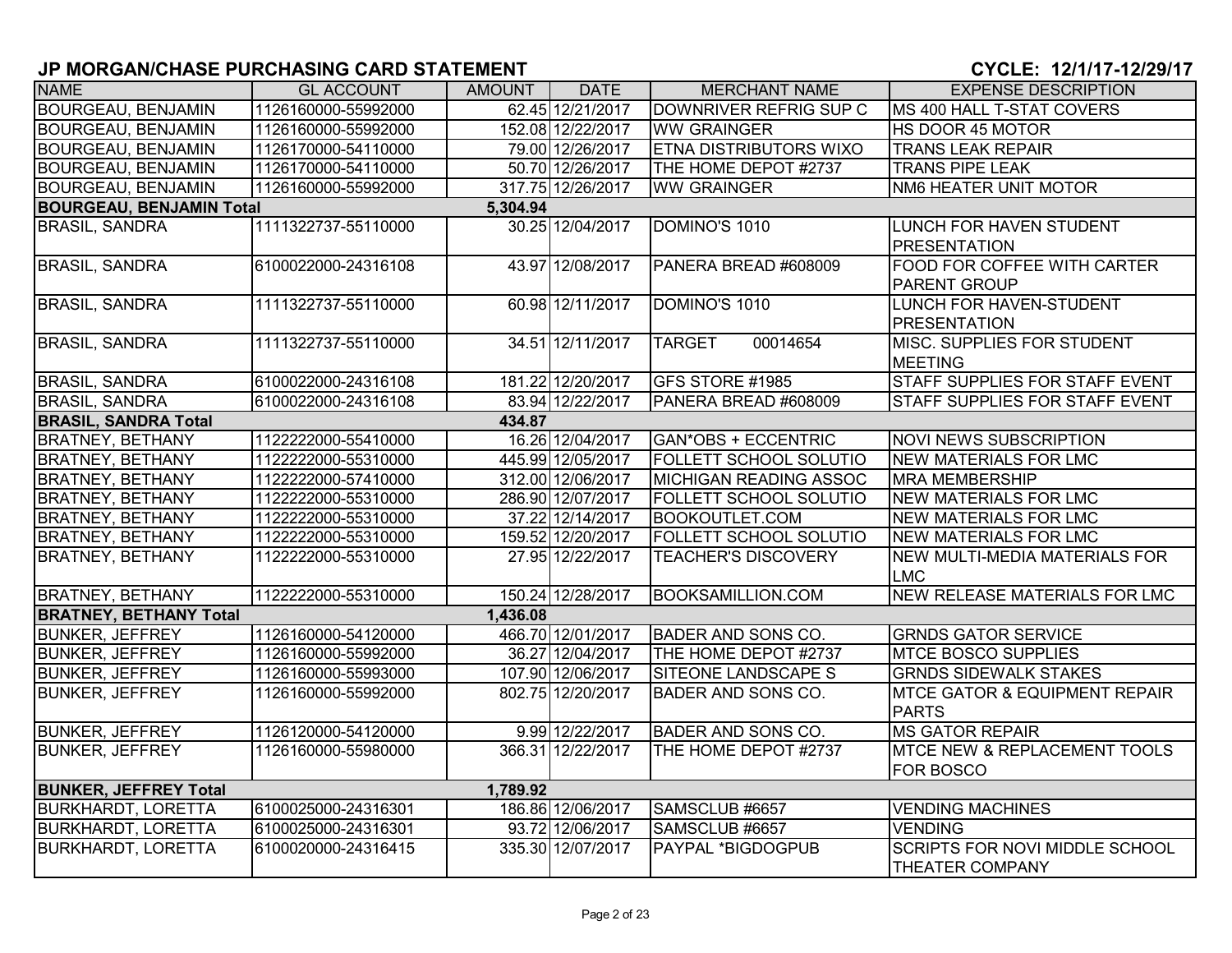# JP MORGAN/CHASE PURCHASING CARD STATEMENT

**CYCLE: 12/1/17-12/29/17**

| NAME | GL ACCOUNT | AMOUNT | DATE | MERCHANT NAME | EXPENSE DESCRIPTION |
|---|---|---|---|---|---|
| BOURGEAU, BENJAMIN | 1126160000-55992000 | 62.45 | 12/21/2017 | DOWNRIVER REFRIG SUP C | MS 400 HALL T-STAT COVERS |
| BOURGEAU, BENJAMIN | 1126160000-55992000 | 152.08 | 12/22/2017 | WW GRAINGER | HS DOOR 45 MOTOR |
| BOURGEAU, BENJAMIN | 1126170000-54110000 | 79.00 | 12/26/2017 | ETNA DISTRIBUTORS WIXO | TRANS LEAK REPAIR |
| BOURGEAU, BENJAMIN | 1126170000-54110000 | 50.70 | 12/26/2017 | THE HOME DEPOT #2737 | TRANS PIPE LEAK |
| BOURGEAU, BENJAMIN | 1126160000-55992000 | 317.75 | 12/26/2017 | WW GRAINGER | NM6 HEATER UNIT MOTOR |
| **BOURGEAU, BENJAMIN Total** | | **5,304.94** | | | |
| BRASIL, SANDRA | 1111322737-55110000 | 30.25 | 12/04/2017 | DOMINO'S 1010 | LUNCH FOR HAVEN STUDENT PRESENTATION |
| BRASIL, SANDRA | 6100022000-24316108 | 43.97 | 12/08/2017 | PANERA BREAD #608009 | FOOD FOR COFFEE WITH CARTER PARENT GROUP |
| BRASIL, SANDRA | 1111322737-55110000 | 60.98 | 12/11/2017 | DOMINO'S 1010 | LUNCH FOR HAVEN-STUDENT PRESENTATION |
| BRASIL, SANDRA | 1111322737-55110000 | 34.51 | 12/11/2017 | TARGET 00014654 | MISC. SUPPLIES FOR STUDENT MEETING |
| BRASIL, SANDRA | 6100022000-24316108 | 181.22 | 12/20/2017 | GFS STORE #1985 | STAFF SUPPLIES FOR STAFF EVENT |
| BRASIL, SANDRA | 6100022000-24316108 | 83.94 | 12/22/2017 | PANERA BREAD #608009 | STAFF SUPPLIES FOR STAFF EVENT |
| **BRASIL, SANDRA Total** | | **434.87** | | | |
| BRATNEY, BETHANY | 1122222000-55410000 | 16.26 | 12/04/2017 | GAN*OBS + ECCENTRIC | NOVI NEWS SUBSCRIPTION |
| BRATNEY, BETHANY | 1122222000-55310000 | 445.99 | 12/05/2017 | FOLLETT SCHOOL SOLUTIO | NEW MATERIALS FOR LMC |
| BRATNEY, BETHANY | 1122222000-57410000 | 312.00 | 12/06/2017 | MICHIGAN READING ASSOC | MRA MEMBERSHIP |
| BRATNEY, BETHANY | 1122222000-55310000 | 286.90 | 12/07/2017 | FOLLETT SCHOOL SOLUTIO | NEW MATERIALS FOR LMC |
| BRATNEY, BETHANY | 1122222000-55310000 | 37.22 | 12/14/2017 | BOOKOUTLET.COM | NEW MATERIALS FOR LMC |
| BRATNEY, BETHANY | 1122222000-55310000 | 159.52 | 12/20/2017 | FOLLETT SCHOOL SOLUTIO | NEW MATERIALS FOR LMC |
| BRATNEY, BETHANY | 1122222000-55310000 | 27.95 | 12/22/2017 | TEACHER'S DISCOVERY | NEW MULTI-MEDIA MATERIALS FOR LMC |
| BRATNEY, BETHANY | 1122222000-55310000 | 150.24 | 12/28/2017 | BOOKSAMILLION.COM | NEW RELEASE MATERIALS FOR LMC |
| **BRATNEY, BETHANY Total** | | **1,436.08** | | | |
| BUNKER, JEFFREY | 1126160000-54120000 | 466.70 | 12/01/2017 | BADER AND SONS CO. | GRNDS GATOR SERVICE |
| BUNKER, JEFFREY | 1126160000-55992000 | 36.27 | 12/04/2017 | THE HOME DEPOT #2737 | MTCE BOSCO SUPPLIES |
| BUNKER, JEFFREY | 1126160000-55993000 | 107.90 | 12/06/2017 | SITEONE LANDSCAPE S | GRNDS SIDEWALK STAKES |
| BUNKER, JEFFREY | 1126160000-55992000 | 802.75 | 12/20/2017 | BADER AND SONS CO. | MTCE GATOR & EQUIPMENT REPAIR PARTS |
| BUNKER, JEFFREY | 1126120000-54120000 | 9.99 | 12/22/2017 | BADER AND SONS CO. | MS GATOR REPAIR |
| BUNKER, JEFFREY | 1126160000-55980000 | 366.31 | 12/22/2017 | THE HOME DEPOT #2737 | MTCE NEW & REPLACEMENT TOOLS FOR BOSCO |
| **BUNKER, JEFFREY Total** | | **1,789.92** | | | |
| BURKHARDT, LORETTA | 6100025000-24316301 | 186.86 | 12/06/2017 | SAMSCLUB #6657 | VENDING MACHINES |
| BURKHARDT, LORETTA | 6100025000-24316301 | 93.72 | 12/06/2017 | SAMSCLUB #6657 | VENDING |
| BURKHARDT, LORETTA | 6100020000-24316415 | 335.30 | 12/07/2017 | PAYPAL *BIGDOGPUB | SCRIPTS FOR NOVI MIDDLE SCHOOL THEATER COMPANY |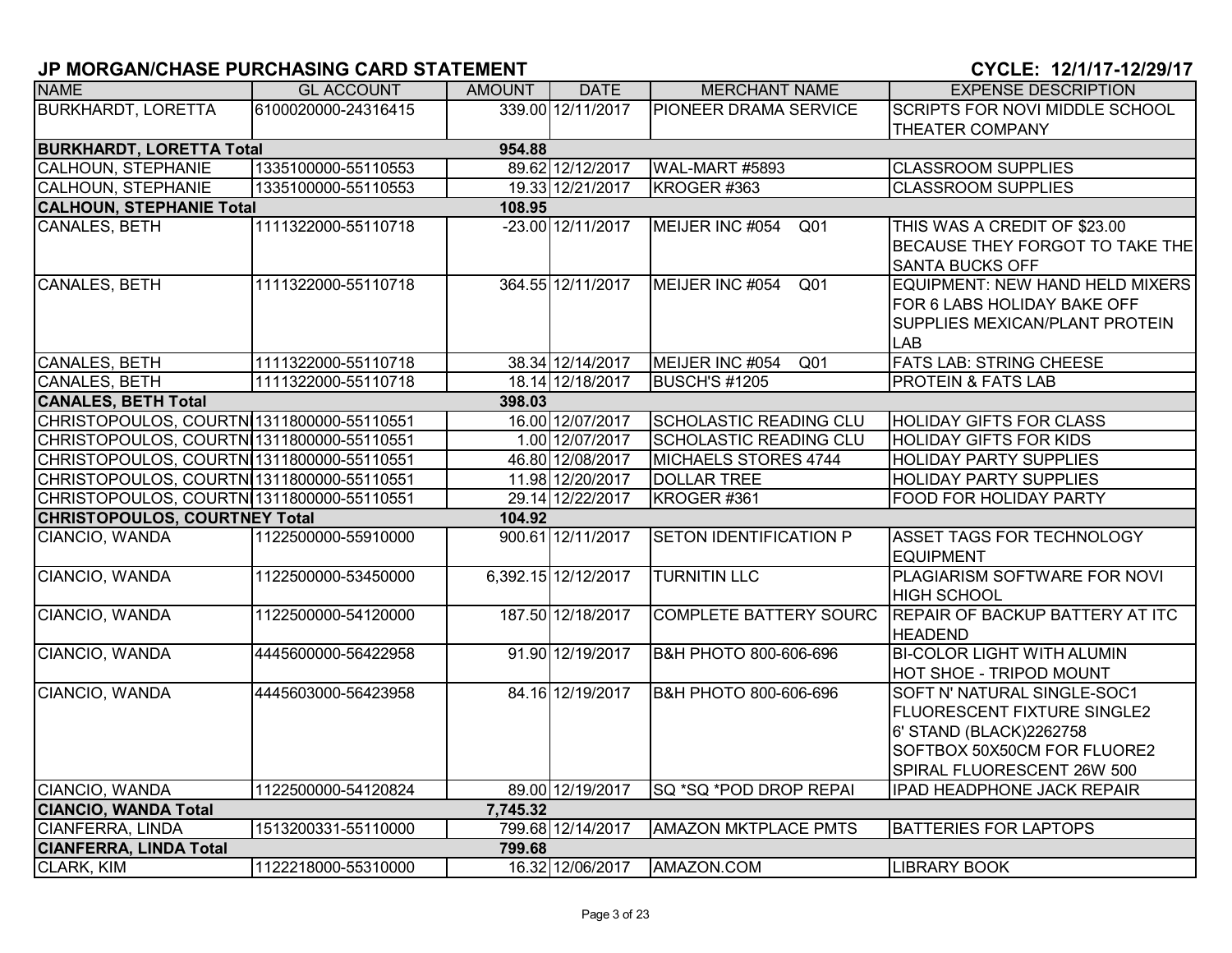## JP MORGAN/CHASE PURCHASING CARD STATEMENT

**CYCLE: 12/1/17-12/29/17**

| NAME | GL ACCOUNT | AMOUNT | DATE | MERCHANT NAME | EXPENSE DESCRIPTION |
|---|---|---|---|---|---|
| BURKHARDT, LORETTA | 6100020000-24316415 | 339.00 | 12/11/2017 | PIONEER DRAMA SERVICE | SCRIPTS FOR NOVI MIDDLE SCHOOL THEATER COMPANY |
| **BURKHARDT, LORETTA Total** | | **954.88** | | | |
| CALHOUN, STEPHANIE | 1335100000-55110553 | 89.62 | 12/12/2017 | WAL-MART #5893 | CLASSROOM SUPPLIES |
| CALHOUN, STEPHANIE | 1335100000-55110553 | 19.33 | 12/21/2017 | KROGER #363 | CLASSROOM SUPPLIES |
| **CALHOUN, STEPHANIE Total** | | **108.95** | | | |
| CANALES, BETH | 1111322000-55110718 | -23.00 | 12/11/2017 | MEIJER INC #054 Q01 | THIS WAS A CREDIT OF $23.00 BECAUSE THEY FORGOT TO TAKE THE SANTA BUCKS OFF |
| CANALES, BETH | 1111322000-55110718 | 364.55 | 12/11/2017 | MEIJER INC #054 Q01 | EQUIPMENT: NEW HAND HELD MIXERS FOR 6 LABS HOLIDAY BAKE OFF SUPPLIES MEXICAN/PLANT PROTEIN LAB |
| CANALES, BETH | 1111322000-55110718 | 38.34 | 12/14/2017 | MEIJER INC #054 Q01 | FATS LAB: STRING CHEESE |
| CANALES, BETH | 1111322000-55110718 | 18.14 | 12/18/2017 | BUSCH'S #1205 | PROTEIN & FATS LAB |
| **CANALES, BETH Total** | | **398.03** | | | |
| CHRISTOPOULOS, COURTNI | 1311800000-55110551 | 16.00 | 12/07/2017 | SCHOLASTIC READING CLU | HOLIDAY GIFTS FOR CLASS |
| CHRISTOPOULOS, COURTNI | 1311800000-55110551 | 1.00 | 12/07/2017 | SCHOLASTIC READING CLU | HOLIDAY GIFTS FOR KIDS |
| CHRISTOPOULOS, COURTNI | 1311800000-55110551 | 46.80 | 12/08/2017 | MICHAELS STORES 4744 | HOLIDAY PARTY SUPPLIES |
| CHRISTOPOULOS, COURTNI | 1311800000-55110551 | 11.98 | 12/20/2017 | DOLLAR TREE | HOLIDAY PARTY SUPPLIES |
| CHRISTOPOULOS, COURTNI | 1311800000-55110551 | 29.14 | 12/22/2017 | KROGER #361 | FOOD FOR HOLIDAY PARTY |
| **CHRISTOPOULOS, COURTNEY Total** | | **104.92** | | | |
| CIANCIO, WANDA | 1122500000-55910000 | 900.61 | 12/11/2017 | SETON IDENTIFICATION P | ASSET TAGS FOR TECHNOLOGY EQUIPMENT |
| CIANCIO, WANDA | 1122500000-53450000 | 6,392.15 | 12/12/2017 | TURNITIN LLC | PLAGIARISM SOFTWARE FOR NOVI HIGH SCHOOL |
| CIANCIO, WANDA | 1122500000-54120000 | 187.50 | 12/18/2017 | COMPLETE BATTERY SOURC | REPAIR OF BACKUP BATTERY AT ITC HEADEND |
| CIANCIO, WANDA | 4445600000-56422958 | 91.90 | 12/19/2017 | B&H PHOTO 800-606-696 | BI-COLOR LIGHT WITH ALUMIN HOT SHOE - TRIPOD MOUNT |
| CIANCIO, WANDA | 4445603000-56423958 | 84.16 | 12/19/2017 | B&H PHOTO 800-606-696 | SOFT N' NATURAL SINGLE-SOC1 FLUORESCENT FIXTURE SINGLE2 6' STAND (BLACK)2262758 SOFTBOX 50X50CM FOR FLUORE2 SPIRAL FLUORESCENT 26W 500 |
| CIANCIO, WANDA | 1122500000-54120824 | 89.00 | 12/19/2017 | SQ *SQ *POD DROP REPAI | IPAD HEADPHONE JACK REPAIR |
| **CIANCIO, WANDA Total** | | **7,745.32** | | | |
| CIANFERRA, LINDA | 1513200331-55110000 | 799.68 | 12/14/2017 | AMAZON MKTPLACE PMTS | BATTERIES FOR LAPTOPS |
| **CIANFERRA, LINDA Total** | | **799.68** | | | |
| CLARK, KIM | 1122218000-55310000 | 16.32 | 12/06/2017 | AMAZON.COM | LIBRARY BOOK |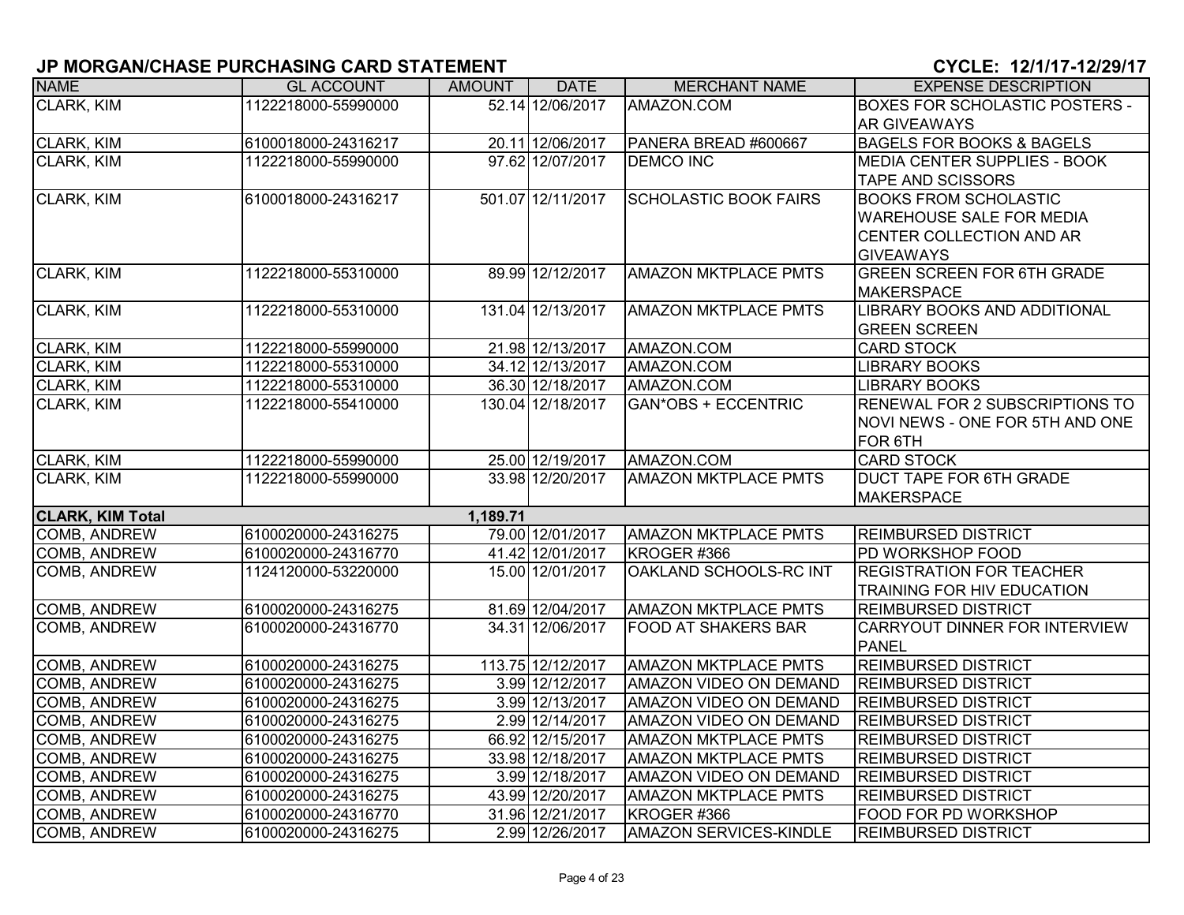# JP MORGAN/CHASE PURCHASING CARD STATEMENT

**CYCLE: 12/1/17-12/29/17**

| NAME | GL ACCOUNT | AMOUNT | DATE | MERCHANT NAME | EXPENSE DESCRIPTION |
|---|---|---|---|---|---|
| CLARK, KIM | 1122218000-55990000 | 52.14 | 12/06/2017 | AMAZON.COM | BOXES FOR SCHOLASTIC POSTERS - AR GIVEAWAYS |
| CLARK, KIM | 6100018000-24316217 | 20.11 | 12/06/2017 | PANERA BREAD #600667 | BAGELS FOR BOOKS & BAGELS |
| CLARK, KIM | 1122218000-55990000 | 97.62 | 12/07/2017 | DEMCO INC | MEDIA CENTER SUPPLIES - BOOK TAPE AND SCISSORS |
| CLARK, KIM | 6100018000-24316217 | 501.07 | 12/11/2017 | SCHOLASTIC BOOK FAIRS | BOOKS FROM SCHOLASTIC WAREHOUSE SALE FOR MEDIA CENTER COLLECTION AND AR GIVEAWAYS |
| CLARK, KIM | 1122218000-55310000 | 89.99 | 12/12/2017 | AMAZON MKTPLACE PMTS | GREEN SCREEN FOR 6TH GRADE MAKERSPACE |
| CLARK, KIM | 1122218000-55310000 | 131.04 | 12/13/2017 | AMAZON MKTPLACE PMTS | LIBRARY BOOKS AND ADDITIONAL GREEN SCREEN |
| CLARK, KIM | 1122218000-55990000 | 21.98 | 12/13/2017 | AMAZON.COM | CARD STOCK |
| CLARK, KIM | 1122218000-55310000 | 34.12 | 12/13/2017 | AMAZON.COM | LIBRARY BOOKS |
| CLARK, KIM | 1122218000-55310000 | 36.30 | 12/18/2017 | AMAZON.COM | LIBRARY BOOKS |
| CLARK, KIM | 1122218000-55410000 | 130.04 | 12/18/2017 | GAN*OBS + ECCENTRIC | RENEWAL FOR 2 SUBSCRIPTIONS TO NOVI NEWS - ONE FOR 5TH AND ONE FOR 6TH |
| CLARK, KIM | 1122218000-55990000 | 25.00 | 12/19/2017 | AMAZON.COM | CARD STOCK |
| CLARK, KIM | 1122218000-55990000 | 33.98 | 12/20/2017 | AMAZON MKTPLACE PMTS | DUCT TAPE FOR 6TH GRADE MAKERSPACE |
| **CLARK, KIM Total** | | **1,189.71** | | | |
| COMB, ANDREW | 6100020000-24316275 | 79.00 | 12/01/2017 | AMAZON MKTPLACE PMTS | REIMBURSED DISTRICT |
| COMB, ANDREW | 6100020000-24316770 | 41.42 | 12/01/2017 | KROGER #366 | PD WORKSHOP FOOD |
| COMB, ANDREW | 1124120000-53220000 | 15.00 | 12/01/2017 | OAKLAND SCHOOLS-RC INT | REGISTRATION FOR TEACHER TRAINING FOR HIV EDUCATION |
| COMB, ANDREW | 6100020000-24316275 | 81.69 | 12/04/2017 | AMAZON MKTPLACE PMTS | REIMBURSED DISTRICT |
| COMB, ANDREW | 6100020000-24316770 | 34.31 | 12/06/2017 | FOOD AT SHAKERS BAR | CARRYOUT DINNER FOR INTERVIEW PANEL |
| COMB, ANDREW | 6100020000-24316275 | 113.75 | 12/12/2017 | AMAZON MKTPLACE PMTS | REIMBURSED DISTRICT |
| COMB, ANDREW | 6100020000-24316275 | 3.99 | 12/12/2017 | AMAZON VIDEO ON DEMAND | REIMBURSED DISTRICT |
| COMB, ANDREW | 6100020000-24316275 | 3.99 | 12/13/2017 | AMAZON VIDEO ON DEMAND | REIMBURSED DISTRICT |
| COMB, ANDREW | 6100020000-24316275 | 2.99 | 12/14/2017 | AMAZON VIDEO ON DEMAND | REIMBURSED DISTRICT |
| COMB, ANDREW | 6100020000-24316275 | 66.92 | 12/15/2017 | AMAZON MKTPLACE PMTS | REIMBURSED DISTRICT |
| COMB, ANDREW | 6100020000-24316275 | 33.98 | 12/18/2017 | AMAZON MKTPLACE PMTS | REIMBURSED DISTRICT |
| COMB, ANDREW | 6100020000-24316275 | 3.99 | 12/18/2017 | AMAZON VIDEO ON DEMAND | REIMBURSED DISTRICT |
| COMB, ANDREW | 6100020000-24316275 | 43.99 | 12/20/2017 | AMAZON MKTPLACE PMTS | REIMBURSED DISTRICT |
| COMB, ANDREW | 6100020000-24316770 | 31.96 | 12/21/2017 | KROGER #366 | FOOD FOR PD WORKSHOP |
| COMB, ANDREW | 6100020000-24316275 | 2.99 | 12/26/2017 | AMAZON SERVICES-KINDLE | REIMBURSED DISTRICT |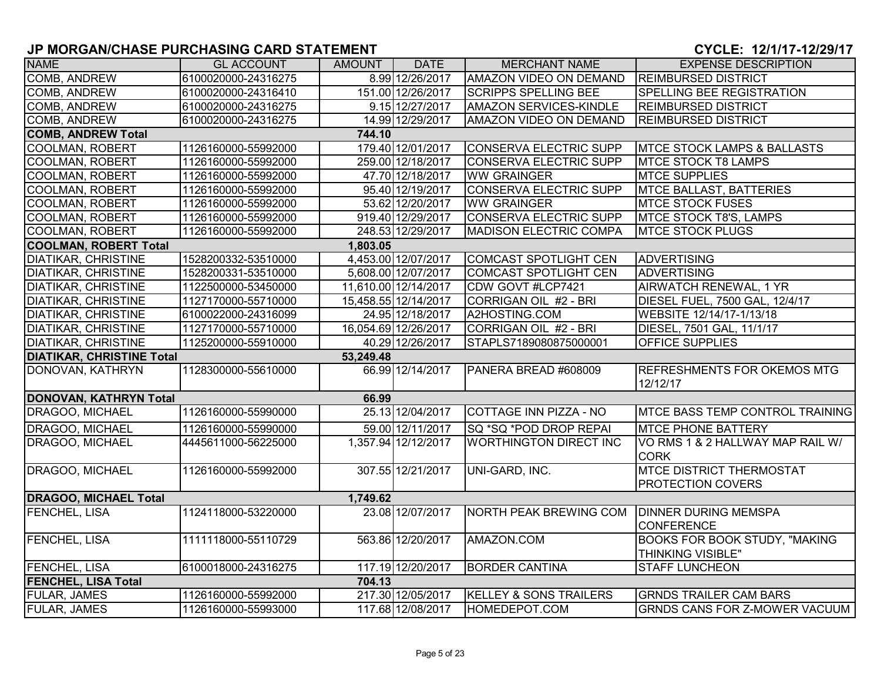## JP MORGAN/CHASE PURCHASING CARD STATEMENT

CYCLE: 12/1/17-12/29/17

| NAME | GL ACCOUNT | AMOUNT | DATE | MERCHANT NAME | EXPENSE DESCRIPTION |
|---|---|---|---|---|---|
| COMB, ANDREW | 6100020000-24316275 | 8.99 | 12/26/2017 | AMAZON VIDEO ON DEMAND | REIMBURSED DISTRICT |
| COMB, ANDREW | 6100020000-24316410 | 151.00 | 12/26/2017 | SCRIPPS SPELLING BEE | SPELLING BEE REGISTRATION |
| COMB, ANDREW | 6100020000-24316275 | 9.15 | 12/27/2017 | AMAZON SERVICES-KINDLE | REIMBURSED DISTRICT |
| COMB, ANDREW | 6100020000-24316275 | 14.99 | 12/29/2017 | AMAZON VIDEO ON DEMAND | REIMBURSED DISTRICT |
| **COMB, ANDREW Total** | | **744.10** | | | |
| COOLMAN, ROBERT | 1126160000-55992000 | 179.40 | 12/01/2017 | CONSERVA ELECTRIC SUPP | MTCE STOCK LAMPS & BALLASTS |
| COOLMAN, ROBERT | 1126160000-55992000 | 259.00 | 12/18/2017 | CONSERVA ELECTRIC SUPP | MTCE STOCK T8 LAMPS |
| COOLMAN, ROBERT | 1126160000-55992000 | 47.70 | 12/18/2017 | WW GRAINGER | MTCE SUPPLIES |
| COOLMAN, ROBERT | 1126160000-55992000 | 95.40 | 12/19/2017 | CONSERVA ELECTRIC SUPP | MTCE BALLAST, BATTERIES |
| COOLMAN, ROBERT | 1126160000-55992000 | 53.62 | 12/20/2017 | WW GRAINGER | MTCE STOCK FUSES |
| COOLMAN, ROBERT | 1126160000-55992000 | 919.40 | 12/29/2017 | CONSERVA ELECTRIC SUPP | MTCE STOCK T8'S, LAMPS |
| COOLMAN, ROBERT | 1126160000-55992000 | 248.53 | 12/29/2017 | MADISON ELECTRIC COMPA | MTCE STOCK PLUGS |
| **COOLMAN, ROBERT Total** | | **1,803.05** | | | |
| DIATIKAR, CHRISTINE | 1528200332-53510000 | 4,453.00 | 12/07/2017 | COMCAST SPOTLIGHT CEN | ADVERTISING |
| DIATIKAR, CHRISTINE | 1528200331-53510000 | 5,608.00 | 12/07/2017 | COMCAST SPOTLIGHT CEN | ADVERTISING |
| DIATIKAR, CHRISTINE | 1122500000-53450000 | 11,610.00 | 12/14/2017 | CDW GOVT #LCP7421 | AIRWATCH RENEWAL, 1 YR |
| DIATIKAR, CHRISTINE | 1127170000-55710000 | 15,458.55 | 12/14/2017 | CORRIGAN OIL #2 - BRI | DIESEL FUEL, 7500 GAL, 12/4/17 |
| DIATIKAR, CHRISTINE | 6100022000-24316099 | 24.95 | 12/18/2017 | A2HOSTING.COM | WEBSITE 12/14/17-1/13/18 |
| DIATIKAR, CHRISTINE | 1127170000-55710000 | 16,054.69 | 12/26/2017 | CORRIGAN OIL #2 - BRI | DIESEL, 7501 GAL, 11/1/17 |
| DIATIKAR, CHRISTINE | 1125200000-55910000 | 40.29 | 12/26/2017 | STAPLS7189080875000001 | OFFICE SUPPLIES |
| **DIATIKAR, CHRISTINE Total** | | **53,249.48** | | | |
| DONOVAN, KATHRYN | 1128300000-55610000 | 66.99 | 12/14/2017 | PANERA BREAD #608009 | REFRESHMENTS FOR OKEMOS MTG 12/12/17 |
| **DONOVAN, KATHRYN Total** | | **66.99** | | | |
| DRAGOO, MICHAEL | 1126160000-55990000 | 25.13 | 12/04/2017 | COTTAGE INN PIZZA - NO | MTCE BASS TEMP CONTROL TRAINING |
| DRAGOO, MICHAEL | 1126160000-55990000 | 59.00 | 12/11/2017 | SQ *SQ *POD DROP REPAI | MTCE PHONE BATTERY |
| DRAGOO, MICHAEL | 4445611000-56225000 | 1,357.94 | 12/12/2017 | WORTHINGTON DIRECT INC | VO RMS 1 & 2 HALLWAY MAP RAIL W/ CORK |
| DRAGOO, MICHAEL | 1126160000-55992000 | 307.55 | 12/21/2017 | UNI-GARD, INC. | MTCE DISTRICT THERMOSTAT PROTECTION COVERS |
| **DRAGOO, MICHAEL Total** | | **1,749.62** | | | |
| FENCHEL, LISA | 1124118000-53220000 | 23.08 | 12/07/2017 | NORTH PEAK BREWING COM | DINNER DURING MEMSPA CONFERENCE |
| FENCHEL, LISA | 1111118000-55110729 | 563.86 | 12/20/2017 | AMAZON.COM | BOOKS FOR BOOK STUDY, "MAKING THINKING VISIBLE" |
| FENCHEL, LISA | 6100018000-24316275 | 117.19 | 12/20/2017 | BORDER CANTINA | STAFF LUNCHEON |
| **FENCHEL, LISA Total** | | **704.13** | | | |
| FULAR, JAMES | 1126160000-55992000 | 217.30 | 12/05/2017 | KELLEY & SONS TRAILERS | GRNDS TRAILER CAM BARS |
| FULAR, JAMES | 1126160000-55993000 | 117.68 | 12/08/2017 | HOMEDEPOT.COM | GRNDS CANS FOR Z-MOWER VACUUM |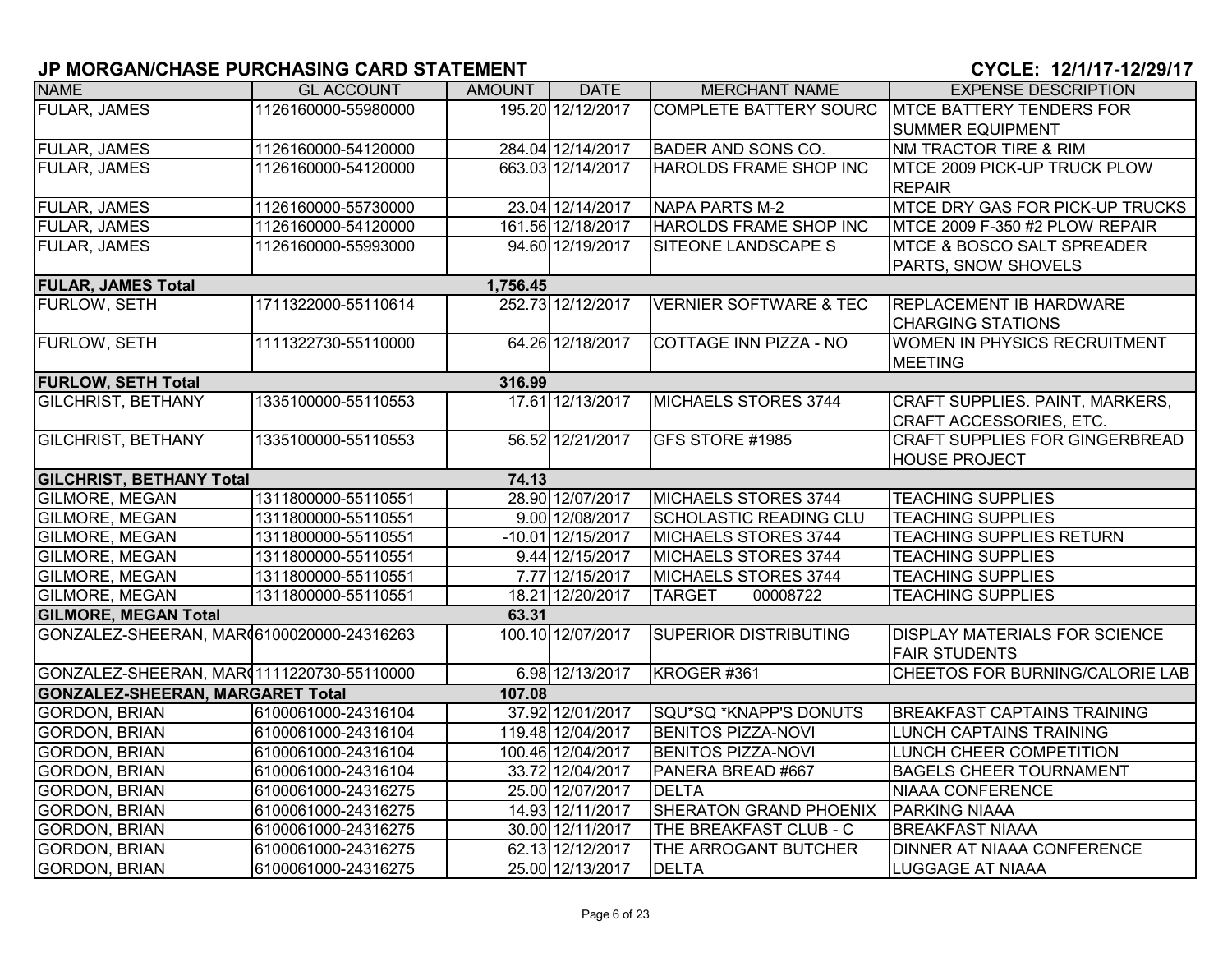## JP MORGAN/CHASE PURCHASING CARD STATEMENT

**CYCLE: 12/1/17-12/29/17**

| NAME | GL ACCOUNT | AMOUNT | DATE | MERCHANT NAME | EXPENSE DESCRIPTION |
|---|---|---|---|---|---|
| FULAR, JAMES | 1126160000-55980000 | 195.20 | 12/12/2017 | COMPLETE BATTERY SOURC | MTCE BATTERY TENDERS FOR SUMMER EQUIPMENT |
| FULAR, JAMES | 1126160000-54120000 | 284.04 | 12/14/2017 | BADER AND SONS CO. | NM TRACTOR TIRE & RIM |
| FULAR, JAMES | 1126160000-54120000 | 663.03 | 12/14/2017 | HAROLDS FRAME SHOP INC | MTCE 2009 PICK-UP TRUCK PLOW REPAIR |
| FULAR, JAMES | 1126160000-55730000 | 23.04 | 12/14/2017 | NAPA PARTS M-2 | MTCE DRY GAS FOR PICK-UP TRUCKS |
| FULAR, JAMES | 1126160000-54120000 | 161.56 | 12/18/2017 | HAROLDS FRAME SHOP INC | MTCE 2009 F-350 #2 PLOW REPAIR |
| FULAR, JAMES | 1126160000-55993000 | 94.60 | 12/19/2017 | SITEONE LANDSCAPE S | MTCE & BOSCO SALT SPREADER PARTS, SNOW SHOVELS |
| **FULAR, JAMES Total** | | **1,756.45** | | | |
| FURLOW, SETH | 1711322000-55110614 | 252.73 | 12/12/2017 | VERNIER SOFTWARE & TEC | REPLACEMENT IB HARDWARE CHARGING STATIONS |
| FURLOW, SETH | 1111322730-55110000 | 64.26 | 12/18/2017 | COTTAGE INN PIZZA - NO | WOMEN IN PHYSICS RECRUITMENT MEETING |
| **FURLOW, SETH Total** | | **316.99** | | | |
| GILCHRIST, BETHANY | 1335100000-55110553 | 17.61 | 12/13/2017 | MICHAELS STORES 3744 | CRAFT SUPPLIES. PAINT, MARKERS, CRAFT ACCESSORIES, ETC. |
| GILCHRIST, BETHANY | 1335100000-55110553 | 56.52 | 12/21/2017 | GFS STORE #1985 | CRAFT SUPPLIES FOR GINGERBREAD HOUSE PROJECT |
| **GILCHRIST, BETHANY Total** | | **74.13** | | | |
| GILMORE, MEGAN | 1311800000-55110551 | 28.90 | 12/07/2017 | MICHAELS STORES 3744 | TEACHING SUPPLIES |
| GILMORE, MEGAN | 1311800000-55110551 | 9.00 | 12/08/2017 | SCHOLASTIC READING CLU | TEACHING SUPPLIES |
| GILMORE, MEGAN | 1311800000-55110551 | -10.01 | 12/15/2017 | MICHAELS STORES 3744 | TEACHING SUPPLIES RETURN |
| GILMORE, MEGAN | 1311800000-55110551 | 9.44 | 12/15/2017 | MICHAELS STORES 3744 | TEACHING SUPPLIES |
| GILMORE, MEGAN | 1311800000-55110551 | 7.77 | 12/15/2017 | MICHAELS STORES 3744 | TEACHING SUPPLIES |
| GILMORE, MEGAN | 1311800000-55110551 | 18.21 | 12/20/2017 | TARGET 00008722 | TEACHING SUPPLIES |
| **GILMORE, MEGAN Total** | | **63.31** | | | |
| GONZALEZ-SHEERAN, MAR( | 6100020000-24316263 | 100.10 | 12/07/2017 | SUPERIOR DISTRIBUTING | DISPLAY MATERIALS FOR SCIENCE FAIR STUDENTS |
| GONZALEZ-SHEERAN, MAR( | 1111220730-55110000 | 6.98 | 12/13/2017 | KROGER #361 | CHEETOS FOR BURNING/CALORIE LAB |
| **GONZALEZ-SHEERAN, MARGARET Total** | | **107.08** | | | |
| GORDON, BRIAN | 6100061000-24316104 | 37.92 | 12/01/2017 | SQU*SQ *KNAPP'S DONUTS | BREAKFAST CAPTAINS TRAINING |
| GORDON, BRIAN | 6100061000-24316104 | 119.48 | 12/04/2017 | BENITOS PIZZA-NOVI | LUNCH CAPTAINS TRAINING |
| GORDON, BRIAN | 6100061000-24316104 | 100.46 | 12/04/2017 | BENITOS PIZZA-NOVI | LUNCH CHEER COMPETITION |
| GORDON, BRIAN | 6100061000-24316104 | 33.72 | 12/04/2017 | PANERA BREAD #667 | BAGELS CHEER TOURNAMENT |
| GORDON, BRIAN | 6100061000-24316275 | 25.00 | 12/07/2017 | DELTA | NIAAA CONFERENCE |
| GORDON, BRIAN | 6100061000-24316275 | 14.93 | 12/11/2017 | SHERATON GRAND PHOENIX | PARKING NIAAA |
| GORDON, BRIAN | 6100061000-24316275 | 30.00 | 12/11/2017 | THE BREAKFAST CLUB - C | BREAKFAST NIAAA |
| GORDON, BRIAN | 6100061000-24316275 | 62.13 | 12/12/2017 | THE ARROGANT BUTCHER | DINNER AT NIAAA CONFERENCE |
| GORDON, BRIAN | 6100061000-24316275 | 25.00 | 12/13/2017 | DELTA | LUGGAGE AT NIAAA |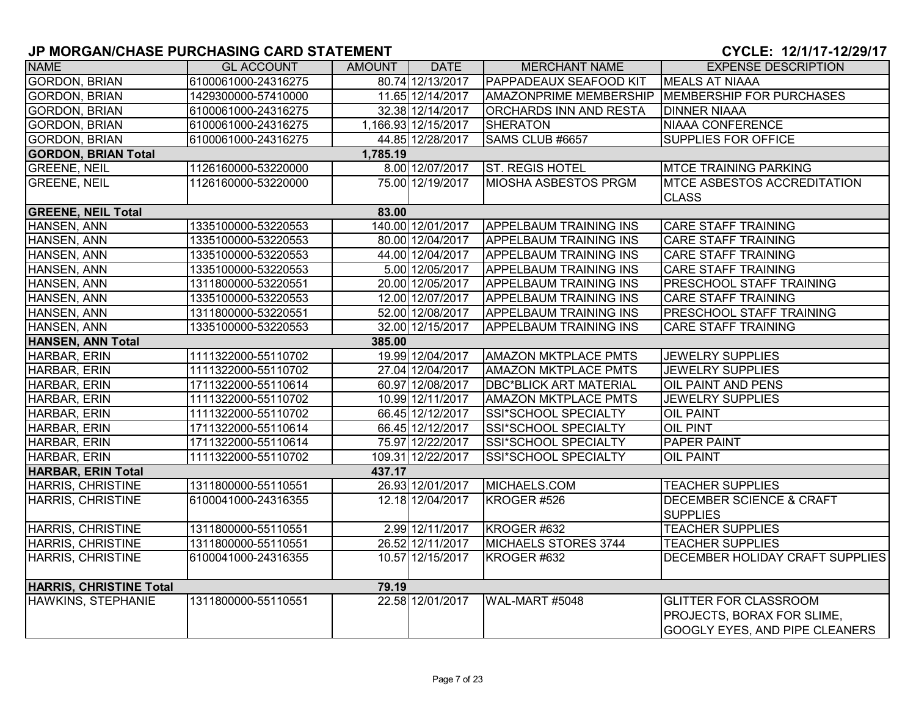## JP MORGAN/CHASE PURCHASING CARD STATEMENT

**CYCLE: 12/1/17-12/29/17**

| NAME | GL ACCOUNT | AMOUNT | DATE | MERCHANT NAME | EXPENSE DESCRIPTION |
|---|---|---|---|---|---|
| GORDON, BRIAN | 6100061000-24316275 | 80.74 | 12/13/2017 | PAPPADEAUX SEAFOOD KIT | MEALS AT NIAAA |
| GORDON, BRIAN | 1429300000-57410000 | 11.65 | 12/14/2017 | AMAZONPRIME MEMBERSHIP | MEMBERSHIP FOR PURCHASES |
| GORDON, BRIAN | 6100061000-24316275 | 32.38 | 12/14/2017 | ORCHARDS INN AND RESTA | DINNER NIAAA |
| GORDON, BRIAN | 6100061000-24316275 | 1,166.93 | 12/15/2017 | SHERATON | NIAAA CONFERENCE |
| GORDON, BRIAN | 6100061000-24316275 | 44.85 | 12/28/2017 | SAMS CLUB #6657 | SUPPLIES FOR OFFICE |
| **GORDON, BRIAN Total** | | **1,785.19** | | | |
| GREENE, NEIL | 1126160000-53220000 | 8.00 | 12/07/2017 | ST. REGIS HOTEL | MTCE TRAINING PARKING |
| GREENE, NEIL | 1126160000-53220000 | 75.00 | 12/19/2017 | MIOSHA ASBESTOS PRGM | MTCE ASBESTOS ACCREDITATION CLASS |
| **GREENE, NEIL Total** | | **83.00** | | | |
| HANSEN, ANN | 1335100000-53220553 | 140.00 | 12/01/2017 | APPELBAUM TRAINING INS | CARE STAFF TRAINING |
| HANSEN, ANN | 1335100000-53220553 | 80.00 | 12/04/2017 | APPELBAUM TRAINING INS | CARE STAFF TRAINING |
| HANSEN, ANN | 1335100000-53220553 | 44.00 | 12/04/2017 | APPELBAUM TRAINING INS | CARE STAFF TRAINING |
| HANSEN, ANN | 1335100000-53220553 | 5.00 | 12/05/2017 | APPELBAUM TRAINING INS | CARE STAFF TRAINING |
| HANSEN, ANN | 1311800000-53220551 | 20.00 | 12/05/2017 | APPELBAUM TRAINING INS | PRESCHOOL STAFF TRAINING |
| HANSEN, ANN | 1335100000-53220553 | 12.00 | 12/07/2017 | APPELBAUM TRAINING INS | CARE STAFF TRAINING |
| HANSEN, ANN | 1311800000-53220551 | 52.00 | 12/08/2017 | APPELBAUM TRAINING INS | PRESCHOOL STAFF TRAINING |
| HANSEN, ANN | 1335100000-53220553 | 32.00 | 12/15/2017 | APPELBAUM TRAINING INS | CARE STAFF TRAINING |
| **HANSEN, ANN Total** | | **385.00** | | | |
| HARBAR, ERIN | 1111322000-55110702 | 19.99 | 12/04/2017 | AMAZON MKTPLACE PMTS | JEWELRY SUPPLIES |
| HARBAR, ERIN | 1111322000-55110702 | 27.04 | 12/04/2017 | AMAZON MKTPLACE PMTS | JEWELRY SUPPLIES |
| HARBAR, ERIN | 1711322000-55110614 | 60.97 | 12/08/2017 | DBC*BLICK ART MATERIAL | OIL PAINT AND PENS |
| HARBAR, ERIN | 1111322000-55110702 | 10.99 | 12/11/2017 | AMAZON MKTPLACE PMTS | JEWELRY SUPPLIES |
| HARBAR, ERIN | 1111322000-55110702 | 66.45 | 12/12/2017 | SSI*SCHOOL SPECIALTY | OIL PAINT |
| HARBAR, ERIN | 1711322000-55110614 | 66.45 | 12/12/2017 | SSI*SCHOOL SPECIALTY | OIL PINT |
| HARBAR, ERIN | 1711322000-55110614 | 75.97 | 12/22/2017 | SSI*SCHOOL SPECIALTY | PAPER PAINT |
| HARBAR, ERIN | 1111322000-55110702 | 109.31 | 12/22/2017 | SSI*SCHOOL SPECIALTY | OIL PAINT |
| **HARBAR, ERIN Total** | | **437.17** | | | |
| HARRIS, CHRISTINE | 1311800000-55110551 | 26.93 | 12/01/2017 | MICHAELS.COM | TEACHER SUPPLIES |
| HARRIS, CHRISTINE | 6100041000-24316355 | 12.18 | 12/04/2017 | KROGER #526 | DECEMBER SCIENCE & CRAFT SUPPLIES |
| HARRIS, CHRISTINE | 1311800000-55110551 | 2.99 | 12/11/2017 | KROGER #632 | TEACHER SUPPLIES |
| HARRIS, CHRISTINE | 1311800000-55110551 | 26.52 | 12/11/2017 | MICHAELS STORES 3744 | TEACHER SUPPLIES |
| HARRIS, CHRISTINE | 6100041000-24316355 | 10.57 | 12/15/2017 | KROGER #632 | DECEMBER HOLIDAY CRAFT SUPPLIES |
| **HARRIS, CHRISTINE Total** | | **79.19** | | | |
| HAWKINS, STEPHANIE | 1311800000-55110551 | 22.58 | 12/01/2017 | WAL-MART #5048 | GLITTER FOR CLASSROOM PROJECTS, BORAX FOR SLIME, GOOGLY EYES, AND PIPE CLEANERS |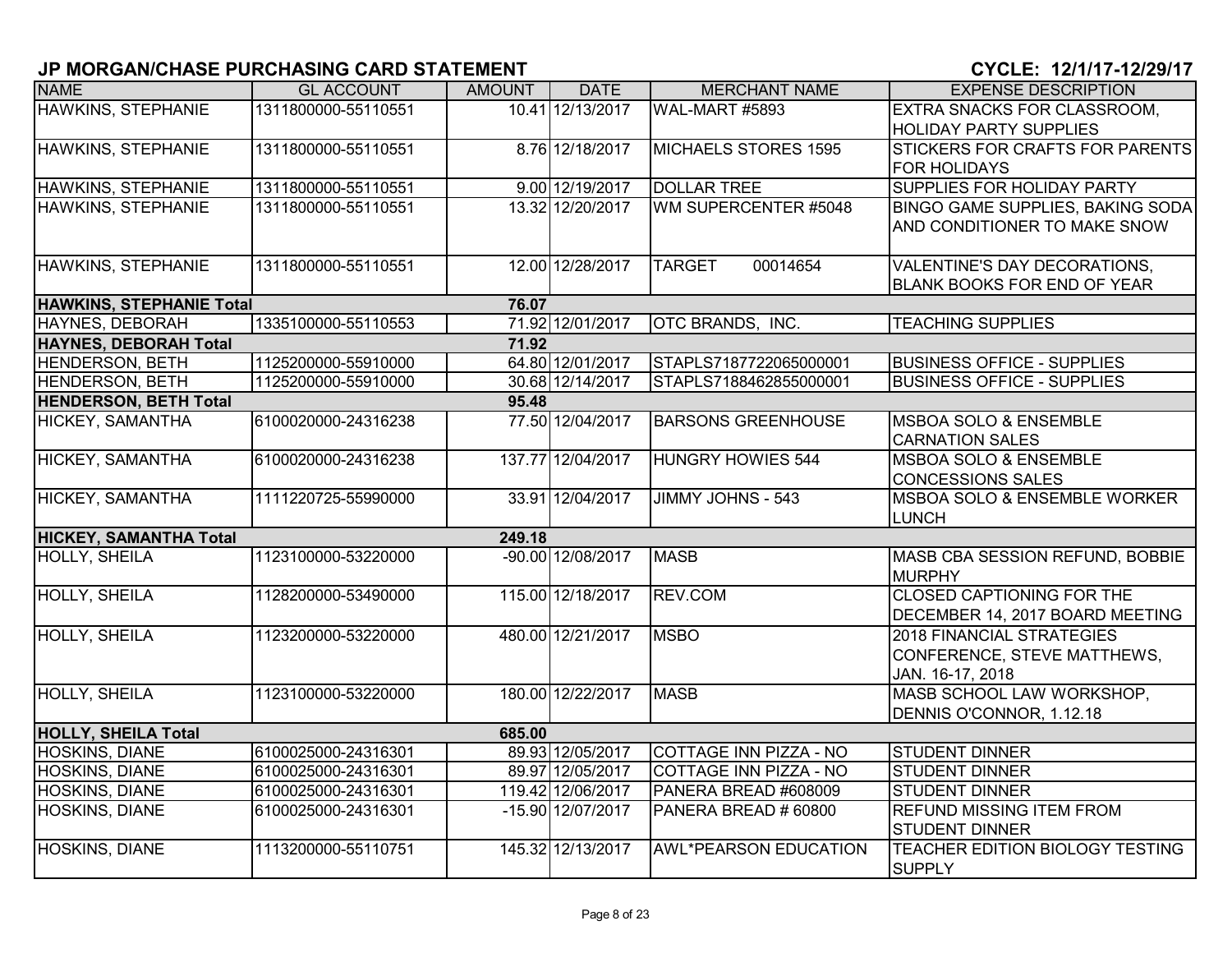# JP MORGAN/CHASE PURCHASING CARD STATEMENT

**CYCLE: 12/1/17-12/29/17**

| NAME | GL ACCOUNT | AMOUNT | DATE | MERCHANT NAME | EXPENSE DESCRIPTION |
|---|---|---|---|---|---|
| HAWKINS, STEPHANIE | 1311800000-55110551 | 10.41 | 12/13/2017 | WAL-MART #5893 | EXTRA SNACKS FOR CLASSROOM, HOLIDAY PARTY SUPPLIES |
| HAWKINS, STEPHANIE | 1311800000-55110551 | 8.76 | 12/18/2017 | MICHAELS STORES 1595 | STICKERS FOR CRAFTS FOR PARENTS FOR HOLIDAYS |
| HAWKINS, STEPHANIE | 1311800000-55110551 | 9.00 | 12/19/2017 | DOLLAR TREE | SUPPLIES FOR HOLIDAY PARTY |
| HAWKINS, STEPHANIE | 1311800000-55110551 | 13.32 | 12/20/2017 | WM SUPERCENTER #5048 | BINGO GAME SUPPLIES, BAKING SODA AND CONDITIONER TO MAKE SNOW |
| HAWKINS, STEPHANIE | 1311800000-55110551 | 12.00 | 12/28/2017 | TARGET 00014654 | VALENTINE'S DAY DECORATIONS, BLANK BOOKS FOR END OF YEAR |
| **HAWKINS, STEPHANIE Total** | | **76.07** | | | |
| HAYNES, DEBORAH | 1335100000-55110553 | 71.92 | 12/01/2017 | OTC BRANDS, INC. | TEACHING SUPPLIES |
| **HAYNES, DEBORAH Total** | | **71.92** | | | |
| HENDERSON, BETH | 1125200000-55910000 | 64.80 | 12/01/2017 | STAPLS7187722065000001 | BUSINESS OFFICE - SUPPLIES |
| HENDERSON, BETH | 1125200000-55910000 | 30.68 | 12/14/2017 | STAPLS7188462855000001 | BUSINESS OFFICE - SUPPLIES |
| **HENDERSON, BETH Total** | | **95.48** | | | |
| HICKEY, SAMANTHA | 6100020000-24316238 | 77.50 | 12/04/2017 | BARSONS GREENHOUSE | MSBOA SOLO & ENSEMBLE CARNATION SALES |
| HICKEY, SAMANTHA | 6100020000-24316238 | 137.77 | 12/04/2017 | HUNGRY HOWIES 544 | MSBOA SOLO & ENSEMBLE CONCESSIONS SALES |
| HICKEY, SAMANTHA | 1111220725-55990000 | 33.91 | 12/04/2017 | JIMMY JOHNS - 543 | MSBOA SOLO & ENSEMBLE WORKER LUNCH |
| **HICKEY, SAMANTHA Total** | | **249.18** | | | |
| HOLLY, SHEILA | 1123100000-53220000 | -90.00 | 12/08/2017 | MASB | MASB CBA SESSION REFUND, BOBBIE MURPHY |
| HOLLY, SHEILA | 1128200000-53490000 | 115.00 | 12/18/2017 | REV.COM | CLOSED CAPTIONING FOR THE DECEMBER 14, 2017 BOARD MEETING |
| HOLLY, SHEILA | 1123200000-53220000 | 480.00 | 12/21/2017 | MSBO | 2018 FINANCIAL STRATEGIES CONFERENCE, STEVE MATTHEWS, JAN. 16-17, 2018 |
| HOLLY, SHEILA | 1123100000-53220000 | 180.00 | 12/22/2017 | MASB | MASB SCHOOL LAW WORKSHOP, DENNIS O'CONNOR, 1.12.18 |
| **HOLLY, SHEILA Total** | | **685.00** | | | |
| HOSKINS, DIANE | 6100025000-24316301 | 89.93 | 12/05/2017 | COTTAGE INN PIZZA - NO | STUDENT DINNER |
| HOSKINS, DIANE | 6100025000-24316301 | 89.97 | 12/05/2017 | COTTAGE INN PIZZA - NO | STUDENT DINNER |
| HOSKINS, DIANE | 6100025000-24316301 | 119.42 | 12/06/2017 | PANERA BREAD #608009 | STUDENT DINNER |
| HOSKINS, DIANE | 6100025000-24316301 | -15.90 | 12/07/2017 | PANERA BREAD # 60800 | REFUND MISSING ITEM FROM STUDENT DINNER |
| HOSKINS, DIANE | 1113200000-55110751 | 145.32 | 12/13/2017 | AWL*PEARSON EDUCATION | TEACHER EDITION BIOLOGY TESTING SUPPLY |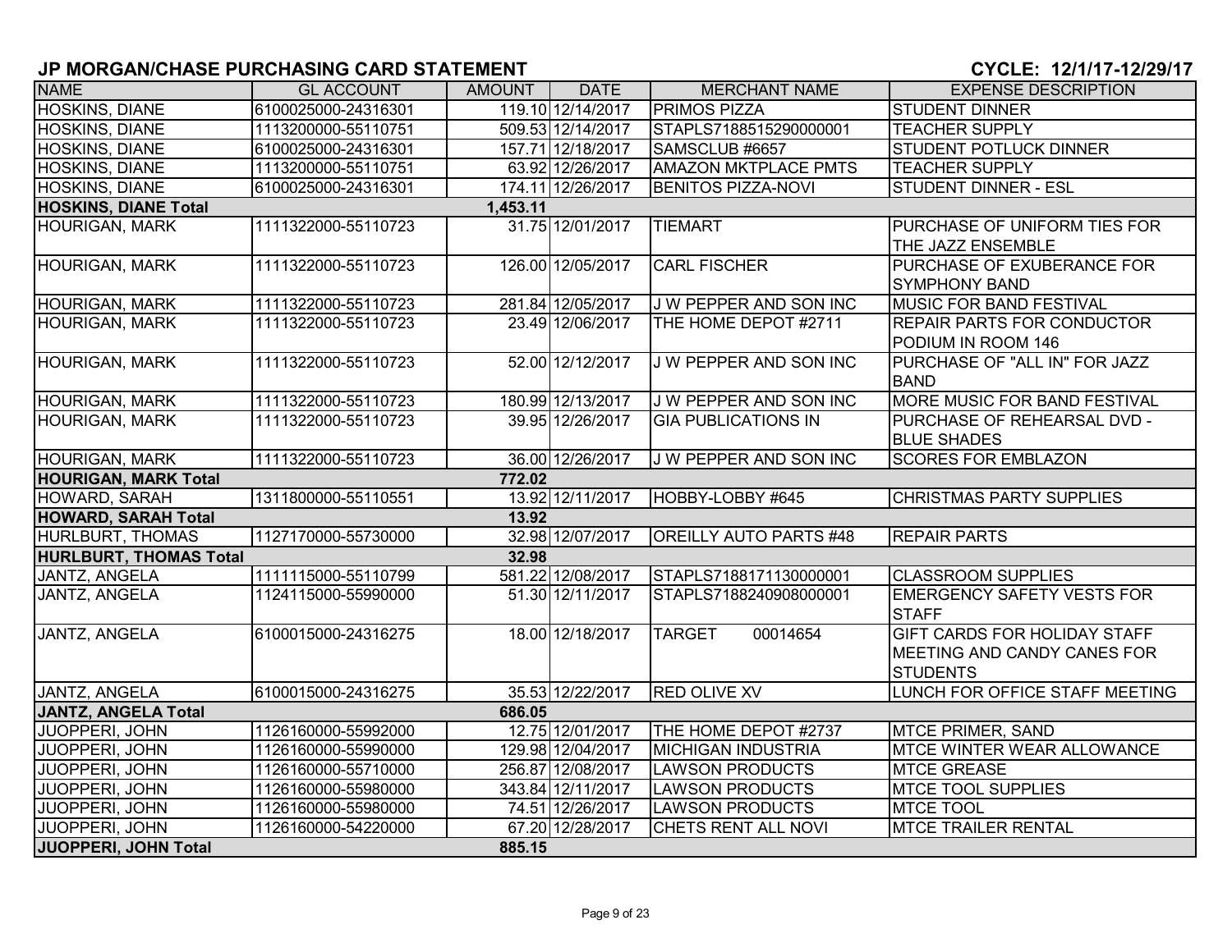## JP MORGAN/CHASE PURCHASING CARD STATEMENT

**CYCLE: 12/1/17-12/29/17**

| NAME | GL ACCOUNT | AMOUNT | DATE | MERCHANT NAME | EXPENSE DESCRIPTION |
|---|---|---|---|---|---|
| HOSKINS, DIANE | 6100025000-24316301 | 119.10 | 12/14/2017 | PRIMOS PIZZA | STUDENT DINNER |
| HOSKINS, DIANE | 1113200000-55110751 | 509.53 | 12/14/2017 | STAPLS7188515290000001 | TEACHER SUPPLY |
| HOSKINS, DIANE | 6100025000-24316301 | 157.71 | 12/18/2017 | SAMSCLUB #6657 | STUDENT POTLUCK DINNER |
| HOSKINS, DIANE | 1113200000-55110751 | 63.92 | 12/26/2017 | AMAZON MKTPLACE PMTS | TEACHER SUPPLY |
| HOSKINS, DIANE | 6100025000-24316301 | 174.11 | 12/26/2017 | BENITOS PIZZA-NOVI | STUDENT DINNER - ESL |
| **HOSKINS, DIANE Total** | | **1,453.11** | | | |
| HOURIGAN, MARK | 1111322000-55110723 | 31.75 | 12/01/2017 | TIEMART | PURCHASE OF UNIFORM TIES FOR THE JAZZ ENSEMBLE |
| HOURIGAN, MARK | 1111322000-55110723 | 126.00 | 12/05/2017 | CARL FISCHER | PURCHASE OF EXUBERANCE FOR SYMPHONY BAND |
| HOURIGAN, MARK | 1111322000-55110723 | 281.84 | 12/05/2017 | J W PEPPER AND SON INC | MUSIC FOR BAND FESTIVAL |
| HOURIGAN, MARK | 1111322000-55110723 | 23.49 | 12/06/2017 | THE HOME DEPOT #2711 | REPAIR PARTS FOR CONDUCTOR PODIUM IN ROOM 146 |
| HOURIGAN, MARK | 1111322000-55110723 | 52.00 | 12/12/2017 | J W PEPPER AND SON INC | PURCHASE OF "ALL IN" FOR JAZZ BAND |
| HOURIGAN, MARK | 1111322000-55110723 | 180.99 | 12/13/2017 | J W PEPPER AND SON INC | MORE MUSIC FOR BAND FESTIVAL |
| HOURIGAN, MARK | 1111322000-55110723 | 39.95 | 12/26/2017 | GIA PUBLICATIONS IN | PURCHASE OF REHEARSAL DVD - BLUE SHADES |
| HOURIGAN, MARK | 1111322000-55110723 | 36.00 | 12/26/2017 | J W PEPPER AND SON INC | SCORES FOR EMBLAZON |
| **HOURIGAN, MARK Total** | | **772.02** | | | |
| HOWARD, SARAH | 1311800000-55110551 | 13.92 | 12/11/2017 | HOBBY-LOBBY #645 | CHRISTMAS PARTY SUPPLIES |
| **HOWARD, SARAH Total** | | **13.92** | | | |
| HURLBURT, THOMAS | 1127170000-55730000 | 32.98 | 12/07/2017 | OREILLY AUTO PARTS #48 | REPAIR PARTS |
| **HURLBURT, THOMAS Total** | | **32.98** | | | |
| JANTZ, ANGELA | 1111115000-55110799 | 581.22 | 12/08/2017 | STAPLS7188171130000001 | CLASSROOM SUPPLIES |
| JANTZ, ANGELA | 1124115000-55990000 | 51.30 | 12/11/2017 | STAPLS7188240908000001 | EMERGENCY SAFETY VESTS FOR STAFF |
| JANTZ, ANGELA | 6100015000-24316275 | 18.00 | 12/18/2017 | TARGET 00014654 | GIFT CARDS FOR HOLIDAY STAFF MEETING AND CANDY CANES FOR STUDENTS |
| JANTZ, ANGELA | 6100015000-24316275 | 35.53 | 12/22/2017 | RED OLIVE XV | LUNCH FOR OFFICE STAFF MEETING |
| **JANTZ, ANGELA Total** | | **686.05** | | | |
| JUOPPERI, JOHN | 1126160000-55992000 | 12.75 | 12/01/2017 | THE HOME DEPOT #2737 | MTCE PRIMER, SAND |
| JUOPPERI, JOHN | 1126160000-55990000 | 129.98 | 12/04/2017 | MICHIGAN INDUSTRIA | MTCE WINTER WEAR ALLOWANCE |
| JUOPPERI, JOHN | 1126160000-55710000 | 256.87 | 12/08/2017 | LAWSON PRODUCTS | MTCE GREASE |
| JUOPPERI, JOHN | 1126160000-55980000 | 343.84 | 12/11/2017 | LAWSON PRODUCTS | MTCE TOOL SUPPLIES |
| JUOPPERI, JOHN | 1126160000-55980000 | 74.51 | 12/26/2017 | LAWSON PRODUCTS | MTCE TOOL |
| JUOPPERI, JOHN | 1126160000-54220000 | 67.20 | 12/28/2017 | CHETS RENT ALL NOVI | MTCE TRAILER RENTAL |
| **JUOPPERI, JOHN Total** | | **885.15** | | | |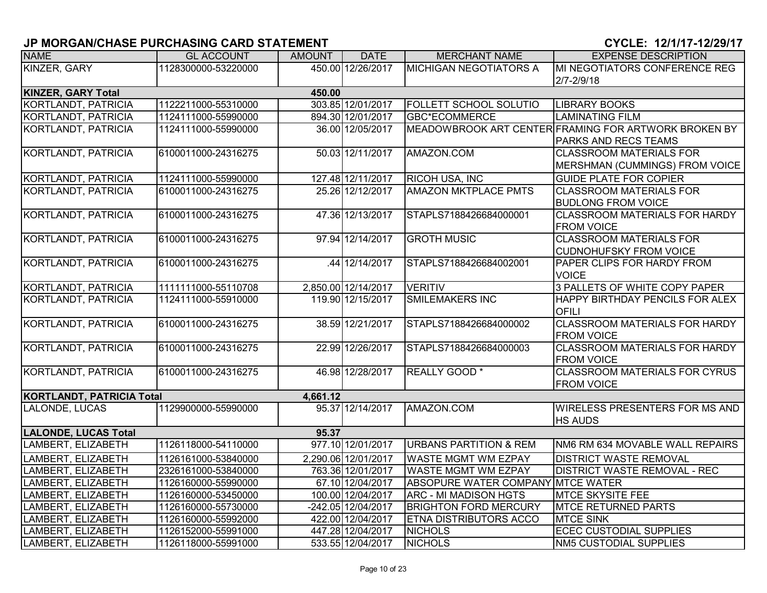## JP MORGAN/CHASE PURCHASING CARD STATEMENT

**CYCLE: 12/1/17-12/29/17**

| NAME | GL ACCOUNT | AMOUNT | DATE | MERCHANT NAME | EXPENSE DESCRIPTION |
|---|---|---|---|---|---|
| KINZER, GARY | 1128300000-53220000 | 450.00 | 12/26/2017 | MICHIGAN NEGOTIATORS A | MI NEGOTIATORS CONFERENCE REG 2/7-2/9/18 |
| **KINZER, GARY Total** | | **450.00** | | | |
| KORTLANDT, PATRICIA | 1122211000-55310000 | 303.85 | 12/01/2017 | FOLLETT SCHOOL SOLUTIO | LIBRARY BOOKS |
| KORTLANDT, PATRICIA | 1124111000-55990000 | 894.30 | 12/01/2017 | GBC*ECOMMERCE | LAMINATING FILM |
| KORTLANDT, PATRICIA | 1124111000-55990000 | 36.00 | 12/05/2017 | MEADOWBROOK ART CENTER | FRAMING FOR ARTWORK BROKEN BY PARKS AND RECS TEAMS |
| KORTLANDT, PATRICIA | 6100011000-24316275 | 50.03 | 12/11/2017 | AMAZON.COM | CLASSROOM MATERIALS FOR MERSHMAN (CUMMINGS) FROM VOICE |
| KORTLANDT, PATRICIA | 1124111000-55990000 | 127.48 | 12/11/2017 | RICOH USA, INC | GUIDE PLATE FOR COPIER |
| KORTLANDT, PATRICIA | 6100011000-24316275 | 25.26 | 12/12/2017 | AMAZON MKTPLACE PMTS | CLASSROOM MATERIALS FOR BUDLONG FROM VOICE |
| KORTLANDT, PATRICIA | 6100011000-24316275 | 47.36 | 12/13/2017 | STAPLS7188426684000001 | CLASSROOM MATERIALS FOR HARDY FROM VOICE |
| KORTLANDT, PATRICIA | 6100011000-24316275 | 97.94 | 12/14/2017 | GROTH MUSIC | CLASSROOM MATERIALS FOR CUDNOHUFSKY FROM VOICE |
| KORTLANDT, PATRICIA | 6100011000-24316275 | .44 | 12/14/2017 | STAPLS7188426684002001 | PAPER CLIPS FOR HARDY FROM VOICE |
| KORTLANDT, PATRICIA | 1111111000-55110708 | 2,850.00 | 12/14/2017 | VERITIV | 3 PALLETS OF WHITE COPY PAPER |
| KORTLANDT, PATRICIA | 1124111000-55910000 | 119.90 | 12/15/2017 | SMILEMAKERS INC | HAPPY BIRTHDAY PENCILS FOR ALEX OFILI |
| KORTLANDT, PATRICIA | 6100011000-24316275 | 38.59 | 12/21/2017 | STAPLS7188426684000002 | CLASSROOM MATERIALS FOR HARDY FROM VOICE |
| KORTLANDT, PATRICIA | 6100011000-24316275 | 22.99 | 12/26/2017 | STAPLS7188426684000003 | CLASSROOM MATERIALS FOR HARDY FROM VOICE |
| KORTLANDT, PATRICIA | 6100011000-24316275 | 46.98 | 12/28/2017 | REALLY GOOD * | CLASSROOM MATERIALS FOR CYRUS FROM VOICE |
| **KORTLANDT, PATRICIA Total** | | **4,661.12** | | | |
| LALONDE, LUCAS | 1129900000-55990000 | 95.37 | 12/14/2017 | AMAZON.COM | WIRELESS PRESENTERS FOR MS AND HS AUDS |
| **LALONDE, LUCAS Total** | | **95.37** | | | |
| LAMBERT, ELIZABETH | 1126118000-54110000 | 977.10 | 12/01/2017 | URBANS PARTITION & REM | NM6 RM 634 MOVABLE WALL REPAIRS |
| LAMBERT, ELIZABETH | 1126161000-53840000 | 2,290.06 | 12/01/2017 | WASTE MGMT WM EZPAY | DISTRICT WASTE REMOVAL |
| LAMBERT, ELIZABETH | 2326161000-53840000 | 763.36 | 12/01/2017 | WASTE MGMT WM EZPAY | DISTRICT WASTE REMOVAL - REC |
| LAMBERT, ELIZABETH | 1126160000-55990000 | 67.10 | 12/04/2017 | ABSOPURE WATER COMPANY | MTCE WATER |
| LAMBERT, ELIZABETH | 1126160000-53450000 | 100.00 | 12/04/2017 | ARC - MI MADISON HGTS | MTCE SKYSITE FEE |
| LAMBERT, ELIZABETH | 1126160000-55730000 | -242.05 | 12/04/2017 | BRIGHTON FORD MERCURY | MTCE RETURNED PARTS |
| LAMBERT, ELIZABETH | 1126160000-55992000 | 422.00 | 12/04/2017 | ETNA DISTRIBUTORS ACCO | MTCE SINK |
| LAMBERT, ELIZABETH | 1126152000-55991000 | 447.28 | 12/04/2017 | NICHOLS | ECEC CUSTODIAL SUPPLIES |
| LAMBERT, ELIZABETH | 1126118000-55991000 | 533.55 | 12/04/2017 | NICHOLS | NM5 CUSTODIAL SUPPLIES |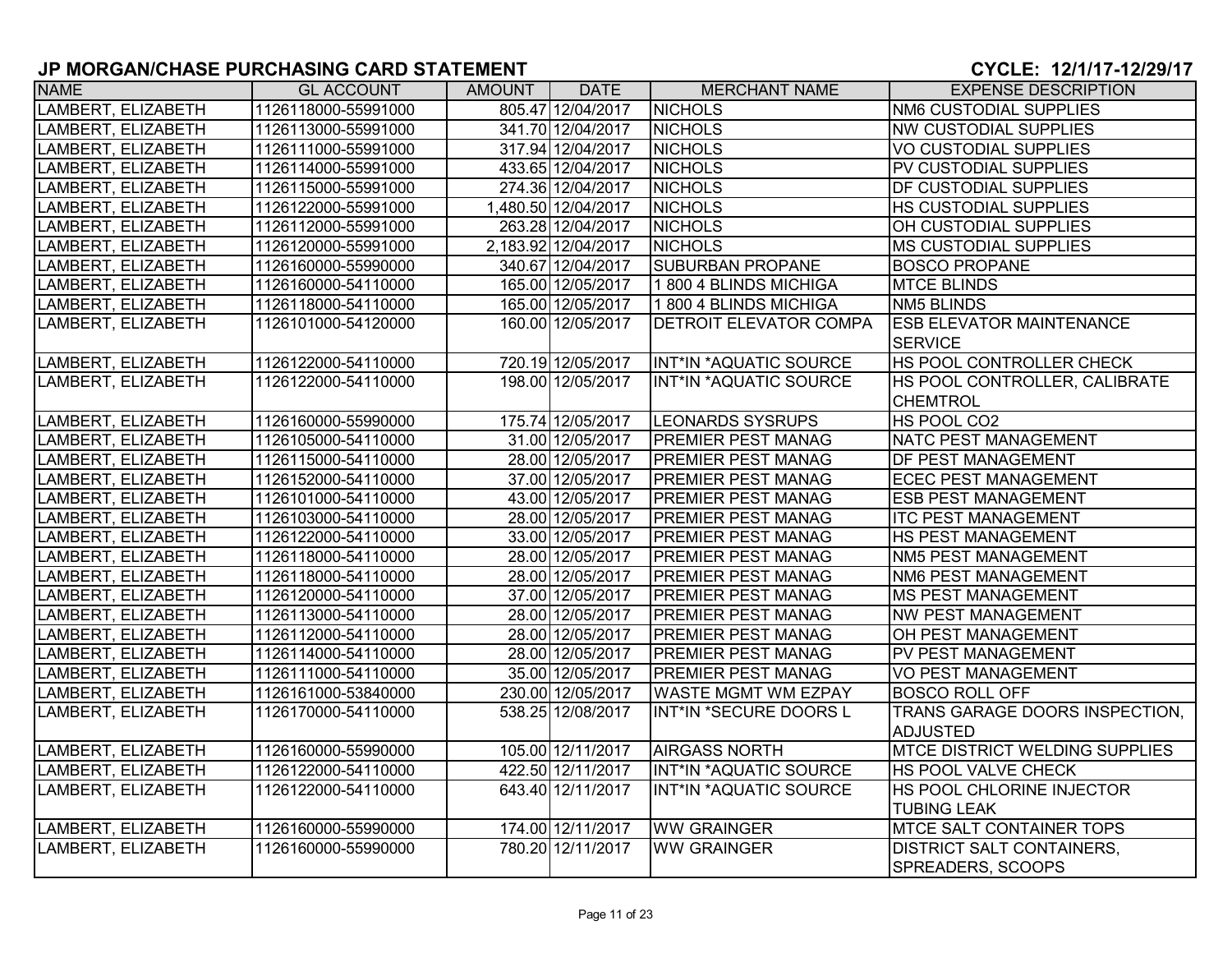## JP MORGAN/CHASE PURCHASING CARD STATEMENT

## CYCLE: 12/1/17-12/29/17

| NAME | GL ACCOUNT | AMOUNT | DATE | MERCHANT NAME | EXPENSE DESCRIPTION |
|---|---|---|---|---|---|
| LAMBERT, ELIZABETH | 1126118000-55991000 | 805.47 | 12/04/2017 | NICHOLS | NM6 CUSTODIAL SUPPLIES |
| LAMBERT, ELIZABETH | 1126113000-55991000 | 341.70 | 12/04/2017 | NICHOLS | NW CUSTODIAL SUPPLIES |
| LAMBERT, ELIZABETH | 1126111000-55991000 | 317.94 | 12/04/2017 | NICHOLS | VO CUSTODIAL SUPPLIES |
| LAMBERT, ELIZABETH | 1126114000-55991000 | 433.65 | 12/04/2017 | NICHOLS | PV CUSTODIAL SUPPLIES |
| LAMBERT, ELIZABETH | 1126115000-55991000 | 274.36 | 12/04/2017 | NICHOLS | DF CUSTODIAL SUPPLIES |
| LAMBERT, ELIZABETH | 1126122000-55991000 | 1,480.50 | 12/04/2017 | NICHOLS | HS CUSTODIAL SUPPLIES |
| LAMBERT, ELIZABETH | 1126112000-55991000 | 263.28 | 12/04/2017 | NICHOLS | OH CUSTODIAL SUPPLIES |
| LAMBERT, ELIZABETH | 1126120000-55991000 | 2,183.92 | 12/04/2017 | NICHOLS | MS CUSTODIAL SUPPLIES |
| LAMBERT, ELIZABETH | 1126160000-55990000 | 340.67 | 12/04/2017 | SUBURBAN PROPANE | BOSCO PROPANE |
| LAMBERT, ELIZABETH | 1126160000-54110000 | 165.00 | 12/05/2017 | 1 800 4 BLINDS MICHIGA | MTCE BLINDS |
| LAMBERT, ELIZABETH | 1126118000-54110000 | 165.00 | 12/05/2017 | 1 800 4 BLINDS MICHIGA | NM5 BLINDS |
| LAMBERT, ELIZABETH | 1126101000-54120000 | 160.00 | 12/05/2017 | DETROIT ELEVATOR COMPA | ESB ELEVATOR MAINTENANCE SERVICE |
| LAMBERT, ELIZABETH | 1126122000-54110000 | 720.19 | 12/05/2017 | INT*IN *AQUATIC SOURCE | HS POOL CONTROLLER CHECK |
| LAMBERT, ELIZABETH | 1126122000-54110000 | 198.00 | 12/05/2017 | INT*IN *AQUATIC SOURCE | HS POOL CONTROLLER, CALIBRATE CHEMTROL |
| LAMBERT, ELIZABETH | 1126160000-55990000 | 175.74 | 12/05/2017 | LEONARDS SYSRUPS | HS POOL CO2 |
| LAMBERT, ELIZABETH | 1126105000-54110000 | 31.00 | 12/05/2017 | PREMIER PEST MANAG | NATC PEST MANAGEMENT |
| LAMBERT, ELIZABETH | 1126115000-54110000 | 28.00 | 12/05/2017 | PREMIER PEST MANAG | DF PEST MANAGEMENT |
| LAMBERT, ELIZABETH | 1126152000-54110000 | 37.00 | 12/05/2017 | PREMIER PEST MANAG | ECEC PEST MANAGEMENT |
| LAMBERT, ELIZABETH | 1126101000-54110000 | 43.00 | 12/05/2017 | PREMIER PEST MANAG | ESB PEST MANAGEMENT |
| LAMBERT, ELIZABETH | 1126103000-54110000 | 28.00 | 12/05/2017 | PREMIER PEST MANAG | ITC PEST MANAGEMENT |
| LAMBERT, ELIZABETH | 1126122000-54110000 | 33.00 | 12/05/2017 | PREMIER PEST MANAG | HS PEST MANAGEMENT |
| LAMBERT, ELIZABETH | 1126118000-54110000 | 28.00 | 12/05/2017 | PREMIER PEST MANAG | NM5 PEST MANAGEMENT |
| LAMBERT, ELIZABETH | 1126118000-54110000 | 28.00 | 12/05/2017 | PREMIER PEST MANAG | NM6 PEST MANAGEMENT |
| LAMBERT, ELIZABETH | 1126120000-54110000 | 37.00 | 12/05/2017 | PREMIER PEST MANAG | MS PEST MANAGEMENT |
| LAMBERT, ELIZABETH | 1126113000-54110000 | 28.00 | 12/05/2017 | PREMIER PEST MANAG | NW PEST MANAGEMENT |
| LAMBERT, ELIZABETH | 1126112000-54110000 | 28.00 | 12/05/2017 | PREMIER PEST MANAG | OH PEST MANAGEMENT |
| LAMBERT, ELIZABETH | 1126114000-54110000 | 28.00 | 12/05/2017 | PREMIER PEST MANAG | PV PEST MANAGEMENT |
| LAMBERT, ELIZABETH | 1126111000-54110000 | 35.00 | 12/05/2017 | PREMIER PEST MANAG | VO PEST MANAGEMENT |
| LAMBERT, ELIZABETH | 1126161000-53840000 | 230.00 | 12/05/2017 | WASTE MGMT WM EZPAY | BOSCO ROLL OFF |
| LAMBERT, ELIZABETH | 1126170000-54110000 | 538.25 | 12/08/2017 | INT*IN *SECURE DOORS L | TRANS GARAGE DOORS INSPECTION, ADJUSTED |
| LAMBERT, ELIZABETH | 1126160000-55990000 | 105.00 | 12/11/2017 | AIRGASS NORTH | MTCE DISTRICT WELDING SUPPLIES |
| LAMBERT, ELIZABETH | 1126122000-54110000 | 422.50 | 12/11/2017 | INT*IN *AQUATIC SOURCE | HS POOL VALVE CHECK |
| LAMBERT, ELIZABETH | 1126122000-54110000 | 643.40 | 12/11/2017 | INT*IN *AQUATIC SOURCE | HS POOL CHLORINE INJECTOR TUBING LEAK |
| LAMBERT, ELIZABETH | 1126160000-55990000 | 174.00 | 12/11/2017 | WW GRAINGER | MTCE SALT CONTAINER TOPS |
| LAMBERT, ELIZABETH | 1126160000-55990000 | 780.20 | 12/11/2017 | WW GRAINGER | DISTRICT SALT CONTAINERS, SPREADERS, SCOOPS |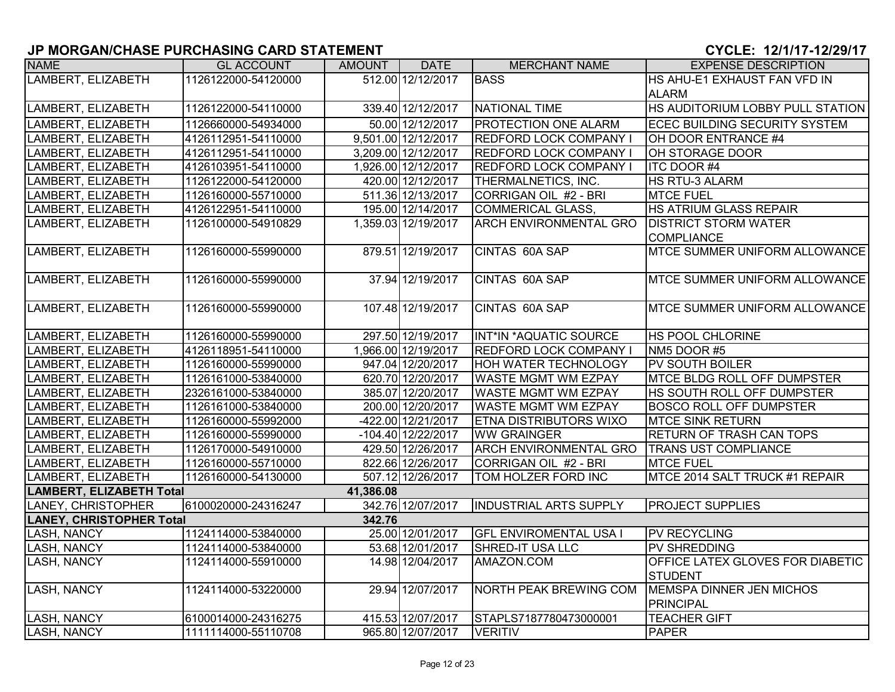# JP MORGAN/CHASE PURCHASING CARD STATEMENT

**CYCLE: 12/1/17-12/29/17**

| NAME | GL ACCOUNT | AMOUNT | DATE | MERCHANT NAME | EXPENSE DESCRIPTION |
|---|---|---|---|---|---|
| LAMBERT, ELIZABETH | 1126122000-54120000 | 512.00 | 12/12/2017 | BASS | HS AHU-E1 EXHAUST FAN VFD IN ALARM |
| LAMBERT, ELIZABETH | 1126122000-54110000 | 339.40 | 12/12/2017 | NATIONAL TIME | HS AUDITORIUM LOBBY PULL STATION |
| LAMBERT, ELIZABETH | 1126660000-54934000 | 50.00 | 12/12/2017 | PROTECTION ONE ALARM | ECEC BUILDING SECURITY SYSTEM |
| LAMBERT, ELIZABETH | 4126112951-54110000 | 9,501.00 | 12/12/2017 | REDFORD LOCK COMPANY I | OH DOOR ENTRANCE #4 |
| LAMBERT, ELIZABETH | 4126112951-54110000 | 3,209.00 | 12/12/2017 | REDFORD LOCK COMPANY I | OH STORAGE DOOR |
| LAMBERT, ELIZABETH | 4126103951-54110000 | 1,926.00 | 12/12/2017 | REDFORD LOCK COMPANY I | ITC DOOR #4 |
| LAMBERT, ELIZABETH | 1126122000-54120000 | 420.00 | 12/12/2017 | THERMALNETICS, INC. | HS RTU-3 ALARM |
| LAMBERT, ELIZABETH | 1126160000-55710000 | 511.36 | 12/13/2017 | CORRIGAN OIL #2 - BRI | MTCE FUEL |
| LAMBERT, ELIZABETH | 4126122951-54110000 | 195.00 | 12/14/2017 | COMMERICAL GLASS, | HS ATRIUM GLASS REPAIR |
| LAMBERT, ELIZABETH | 1126100000-54910829 | 1,359.03 | 12/19/2017 | ARCH ENVIRONMENTAL GRO | DISTRICT STORM WATER COMPLIANCE |
| LAMBERT, ELIZABETH | 1126160000-55990000 | 879.51 | 12/19/2017 | CINTAS 60A SAP | MTCE SUMMER UNIFORM ALLOWANCE |
| LAMBERT, ELIZABETH | 1126160000-55990000 | 37.94 | 12/19/2017 | CINTAS 60A SAP | MTCE SUMMER UNIFORM ALLOWANCE |
| LAMBERT, ELIZABETH | 1126160000-55990000 | 107.48 | 12/19/2017 | CINTAS 60A SAP | MTCE SUMMER UNIFORM ALLOWANCE |
| LAMBERT, ELIZABETH | 1126160000-55990000 | 297.50 | 12/19/2017 | INT*IN *AQUATIC SOURCE | HS POOL CHLORINE |
| LAMBERT, ELIZABETH | 4126118951-54110000 | 1,966.00 | 12/19/2017 | REDFORD LOCK COMPANY I | NM5 DOOR #5 |
| LAMBERT, ELIZABETH | 1126160000-55990000 | 947.04 | 12/20/2017 | HOH WATER TECHNOLOGY | PV SOUTH BOILER |
| LAMBERT, ELIZABETH | 1126161000-53840000 | 620.70 | 12/20/2017 | WASTE MGMT WM EZPAY | MTCE BLDG ROLL OFF DUMPSTER |
| LAMBERT, ELIZABETH | 2326161000-53840000 | 385.07 | 12/20/2017 | WASTE MGMT WM EZPAY | HS SOUTH ROLL OFF DUMPSTER |
| LAMBERT, ELIZABETH | 1126161000-53840000 | 200.00 | 12/20/2017 | WASTE MGMT WM EZPAY | BOSCO ROLL OFF DUMPSTER |
| LAMBERT, ELIZABETH | 1126160000-55992000 | -422.00 | 12/21/2017 | ETNA DISTRIBUTORS WIXO | MTCE SINK RETURN |
| LAMBERT, ELIZABETH | 1126160000-55990000 | -104.40 | 12/22/2017 | WW GRAINGER | RETURN OF TRASH CAN TOPS |
| LAMBERT, ELIZABETH | 1126170000-54910000 | 429.50 | 12/26/2017 | ARCH ENVIRONMENTAL GRO | TRANS UST COMPLIANCE |
| LAMBERT, ELIZABETH | 1126160000-55710000 | 822.66 | 12/26/2017 | CORRIGAN OIL #2 - BRI | MTCE FUEL |
| LAMBERT, ELIZABETH | 1126160000-54130000 | 507.12 | 12/26/2017 | TOM HOLZER FORD INC | MTCE 2014 SALT TRUCK #1 REPAIR |
| **LAMBERT, ELIZABETH Total** | | **41,386.08** | | | |
| LANEY, CHRISTOPHER | 6100020000-24316247 | 342.76 | 12/07/2017 | INDUSTRIAL ARTS SUPPLY | PROJECT SUPPLIES |
| **LANEY, CHRISTOPHER Total** | | **342.76** | | | |
| LASH, NANCY | 1124114000-53840000 | 25.00 | 12/01/2017 | GFL ENVIROMENTAL USA I | PV RECYCLING |
| LASH, NANCY | 1124114000-53840000 | 53.68 | 12/01/2017 | SHRED-IT USA LLC | PV SHREDDING |
| LASH, NANCY | 1124114000-55910000 | 14.98 | 12/04/2017 | AMAZON.COM | OFFICE LATEX GLOVES FOR DIABETIC STUDENT |
| LASH, NANCY | 1124114000-53220000 | 29.94 | 12/07/2017 | NORTH PEAK BREWING COM | MEMSPA DINNER JEN MICHOS PRINCIPAL |
| LASH, NANCY | 6100014000-24316275 | 415.53 | 12/07/2017 | STAPLS7187780473000001 | TEACHER GIFT |
| LASH, NANCY | 1111114000-55110708 | 965.80 | 12/07/2017 | VERITIV | PAPER |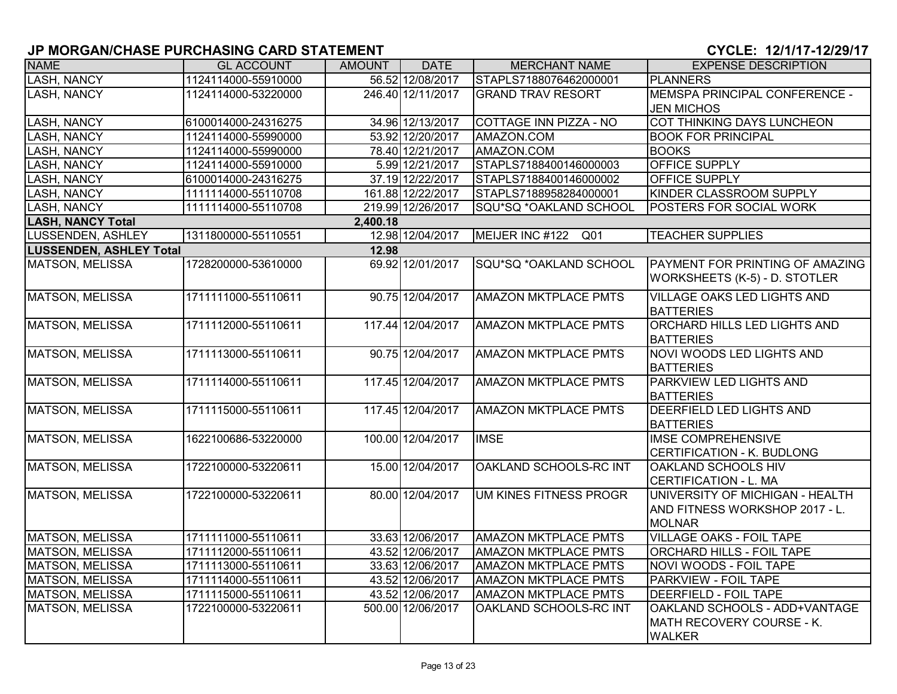## JP MORGAN/CHASE PURCHASING CARD STATEMENT

**CYCLE: 12/1/17-12/29/17**

| NAME | GL ACCOUNT | AMOUNT | DATE | MERCHANT NAME | EXPENSE DESCRIPTION |
|---|---|---|---|---|---|
| LASH, NANCY | 1124114000-55910000 | 56.52 | 12/08/2017 | STAPLS7188076462000001 | PLANNERS |
| LASH, NANCY | 1124114000-53220000 | 246.40 | 12/11/2017 | GRAND TRAV RESORT | MEMSPA PRINCIPAL CONFERENCE - JEN MICHOS |
| LASH, NANCY | 6100014000-24316275 | 34.96 | 12/13/2017 | COTTAGE INN PIZZA - NO | COT THINKING DAYS LUNCHEON |
| LASH, NANCY | 1124114000-55990000 | 53.92 | 12/20/2017 | AMAZON.COM | BOOK FOR PRINCIPAL |
| LASH, NANCY | 1124114000-55990000 | 78.40 | 12/21/2017 | AMAZON.COM | BOOKS |
| LASH, NANCY | 1124114000-55910000 | 5.99 | 12/21/2017 | STAPLS7188400146000003 | OFFICE SUPPLY |
| LASH, NANCY | 6100014000-24316275 | 37.19 | 12/22/2017 | STAPLS7188400146000002 | OFFICE SUPPLY |
| LASH, NANCY | 1111114000-55110708 | 161.88 | 12/22/2017 | STAPLS7188958284000001 | KINDER CLASSROOM SUPPLY |
| LASH, NANCY | 1111114000-55110708 | 219.99 | 12/26/2017 | SQU*SQ *OAKLAND SCHOOL | POSTERS FOR SOCIAL WORK |
| **LASH, NANCY Total** | | **2,400.18** | | | |
| LUSSENDEN, ASHLEY | 1311800000-55110551 | 12.98 | 12/04/2017 | MEIJER INC #122 Q01 | TEACHER SUPPLIES |
| **LUSSENDEN, ASHLEY Total** | | **12.98** | | | |
| MATSON, MELISSA | 1728200000-53610000 | 69.92 | 12/01/2017 | SQU*SQ *OAKLAND SCHOOL | PAYMENT FOR PRINTING OF AMAZING WORKSHEETS (K-5) - D. STOTLER |
| MATSON, MELISSA | 1711111000-55110611 | 90.75 | 12/04/2017 | AMAZON MKTPLACE PMTS | VILLAGE OAKS LED LIGHTS AND BATTERIES |
| MATSON, MELISSA | 1711112000-55110611 | 117.44 | 12/04/2017 | AMAZON MKTPLACE PMTS | ORCHARD HILLS LED LIGHTS AND BATTERIES |
| MATSON, MELISSA | 1711113000-55110611 | 90.75 | 12/04/2017 | AMAZON MKTPLACE PMTS | NOVI WOODS LED LIGHTS AND BATTERIES |
| MATSON, MELISSA | 1711114000-55110611 | 117.45 | 12/04/2017 | AMAZON MKTPLACE PMTS | PARKVIEW LED LIGHTS AND BATTERIES |
| MATSON, MELISSA | 1711115000-55110611 | 117.45 | 12/04/2017 | AMAZON MKTPLACE PMTS | DEERFIELD LED LIGHTS AND BATTERIES |
| MATSON, MELISSA | 1622100686-53220000 | 100.00 | 12/04/2017 | IMSE | IMSE COMPREHENSIVE CERTIFICATION - K. BUDLONG |
| MATSON, MELISSA | 1722100000-53220611 | 15.00 | 12/04/2017 | OAKLAND SCHOOLS-RC INT | OAKLAND SCHOOLS HIV CERTIFICATION - L. MA |
| MATSON, MELISSA | 1722100000-53220611 | 80.00 | 12/04/2017 | UM KINES FITNESS PROGR | UNIVERSITY OF MICHIGAN - HEALTH AND FITNESS WORKSHOP 2017 - L. MOLNAR |
| MATSON, MELISSA | 1711111000-55110611 | 33.63 | 12/06/2017 | AMAZON MKTPLACE PMTS | VILLAGE OAKS - FOIL TAPE |
| MATSON, MELISSA | 1711112000-55110611 | 43.52 | 12/06/2017 | AMAZON MKTPLACE PMTS | ORCHARD HILLS - FOIL TAPE |
| MATSON, MELISSA | 1711113000-55110611 | 33.63 | 12/06/2017 | AMAZON MKTPLACE PMTS | NOVI WOODS - FOIL TAPE |
| MATSON, MELISSA | 1711114000-55110611 | 43.52 | 12/06/2017 | AMAZON MKTPLACE PMTS | PARKVIEW - FOIL TAPE |
| MATSON, MELISSA | 1711115000-55110611 | 43.52 | 12/06/2017 | AMAZON MKTPLACE PMTS | DEERFIELD - FOIL TAPE |
| MATSON, MELISSA | 1722100000-53220611 | 500.00 | 12/06/2017 | OAKLAND SCHOOLS-RC INT | OAKLAND SCHOOLS - ADD+VANTAGE MATH RECOVERY COURSE - K. WALKER |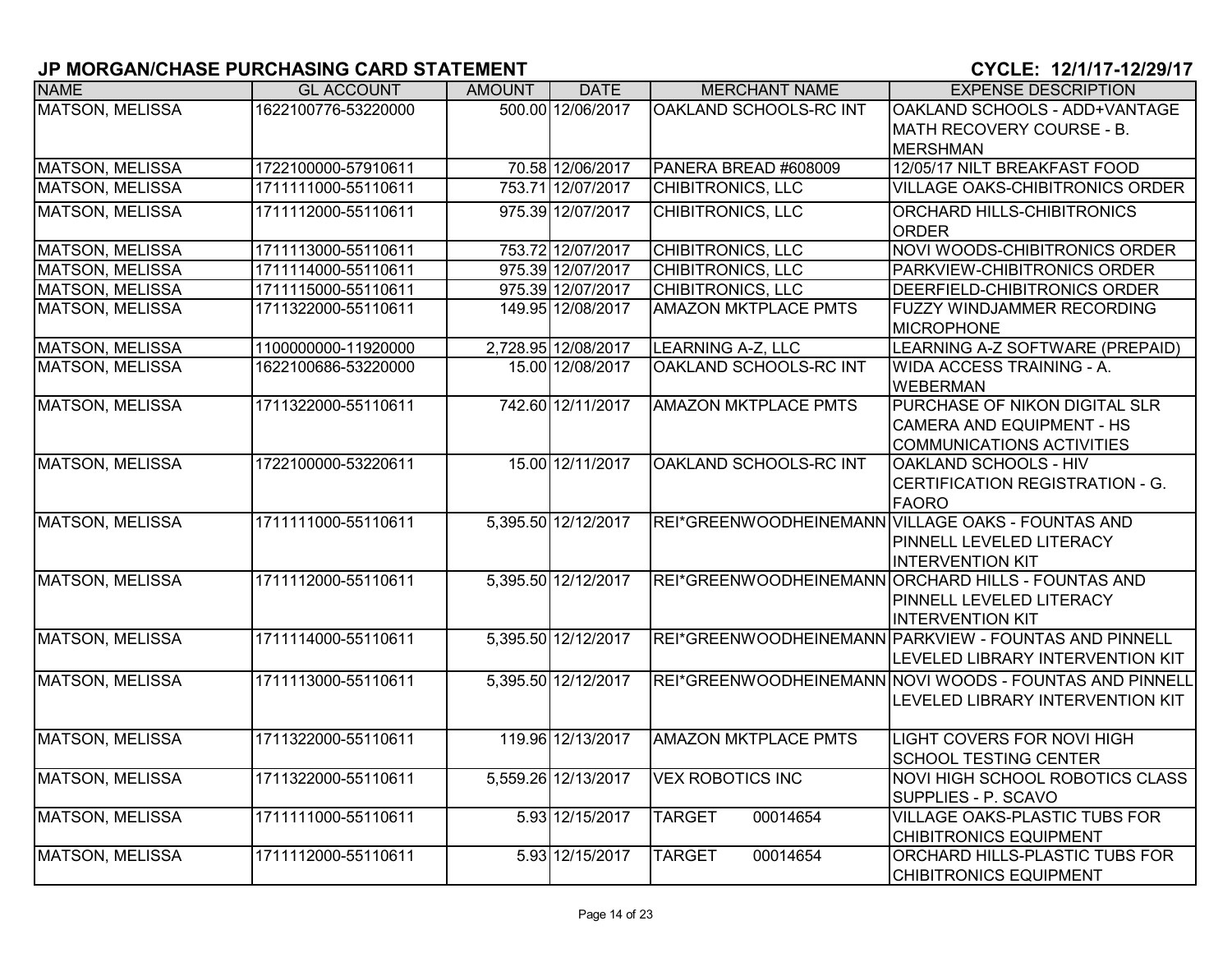## JP MORGAN/CHASE PURCHASING CARD STATEMENT

**CYCLE: 12/1/17-12/29/17**

| NAME | GL ACCOUNT | AMOUNT | DATE | MERCHANT NAME | EXPENSE DESCRIPTION |
|---|---|---|---|---|---|
| MATSON, MELISSA | 1622100776-53220000 | 500.00 | 12/06/2017 | OAKLAND SCHOOLS-RC INT | OAKLAND SCHOOLS - ADD+VANTAGE MATH RECOVERY COURSE - B. MERSHMAN |
| MATSON, MELISSA | 1722100000-57910611 | 70.58 | 12/06/2017 | PANERA BREAD #608009 | 12/05/17 NILT BREAKFAST FOOD |
| MATSON, MELISSA | 1711111000-55110611 | 753.71 | 12/07/2017 | CHIBITRONICS, LLC | VILLAGE OAKS-CHIBITRONICS ORDER |
| MATSON, MELISSA | 1711112000-55110611 | 975.39 | 12/07/2017 | CHIBITRONICS, LLC | ORCHARD HILLS-CHIBITRONICS ORDER |
| MATSON, MELISSA | 1711113000-55110611 | 753.72 | 12/07/2017 | CHIBITRONICS, LLC | NOVI WOODS-CHIBITRONICS ORDER |
| MATSON, MELISSA | 1711114000-55110611 | 975.39 | 12/07/2017 | CHIBITRONICS, LLC | PARKVIEW-CHIBITRONICS ORDER |
| MATSON, MELISSA | 1711115000-55110611 | 975.39 | 12/07/2017 | CHIBITRONICS, LLC | DEERFIELD-CHIBITRONICS ORDER |
| MATSON, MELISSA | 1711322000-55110611 | 149.95 | 12/08/2017 | AMAZON MKTPLACE PMTS | FUZZY WINDJAMMER RECORDING MICROPHONE |
| MATSON, MELISSA | 1100000000-11920000 | 2,728.95 | 12/08/2017 | LEARNING A-Z, LLC | LEARNING A-Z SOFTWARE (PREPAID) |
| MATSON, MELISSA | 1622100686-53220000 | 15.00 | 12/08/2017 | OAKLAND SCHOOLS-RC INT | WIDA ACCESS TRAINING - A. WEBERMAN |
| MATSON, MELISSA | 1711322000-55110611 | 742.60 | 12/11/2017 | AMAZON MKTPLACE PMTS | PURCHASE OF NIKON DIGITAL SLR CAMERA AND EQUIPMENT - HS COMMUNICATIONS ACTIVITIES |
| MATSON, MELISSA | 1722100000-53220611 | 15.00 | 12/11/2017 | OAKLAND SCHOOLS-RC INT | OAKLAND SCHOOLS - HIV CERTIFICATION REGISTRATION - G. FAORO |
| MATSON, MELISSA | 1711111000-55110611 | 5,395.50 | 12/12/2017 | REI*GREENWOODHEINEMANN | VILLAGE OAKS - FOUNTAS AND PINNELL LEVELED LITERACY INTERVENTION KIT |
| MATSON, MELISSA | 1711112000-55110611 | 5,395.50 | 12/12/2017 | REI*GREENWOODHEINEMANN | ORCHARD HILLS - FOUNTAS AND PINNELL LEVELED LITERACY INTERVENTION KIT |
| MATSON, MELISSA | 1711114000-55110611 | 5,395.50 | 12/12/2017 | REI*GREENWOODHEINEMANN | PARKVIEW - FOUNTAS AND PINNELL LEVELED LIBRARY INTERVENTION KIT |
| MATSON, MELISSA | 1711113000-55110611 | 5,395.50 | 12/12/2017 | REI*GREENWOODHEINEMANN | NOVI WOODS - FOUNTAS AND PINNELL LEVELED LIBRARY INTERVENTION KIT |
| MATSON, MELISSA | 1711322000-55110611 | 119.96 | 12/13/2017 | AMAZON MKTPLACE PMTS | LIGHT COVERS FOR NOVI HIGH SCHOOL TESTING CENTER |
| MATSON, MELISSA | 1711322000-55110611 | 5,559.26 | 12/13/2017 | VEX ROBOTICS INC | NOVI HIGH SCHOOL ROBOTICS CLASS SUPPLIES - P. SCAVO |
| MATSON, MELISSA | 1711111000-55110611 | 5.93 | 12/15/2017 | TARGET 00014654 | VILLAGE OAKS-PLASTIC TUBS FOR CHIBITRONICS EQUIPMENT |
| MATSON, MELISSA | 1711112000-55110611 | 5.93 | 12/15/2017 | TARGET 00014654 | ORCHARD HILLS-PLASTIC TUBS FOR CHIBITRONICS EQUIPMENT |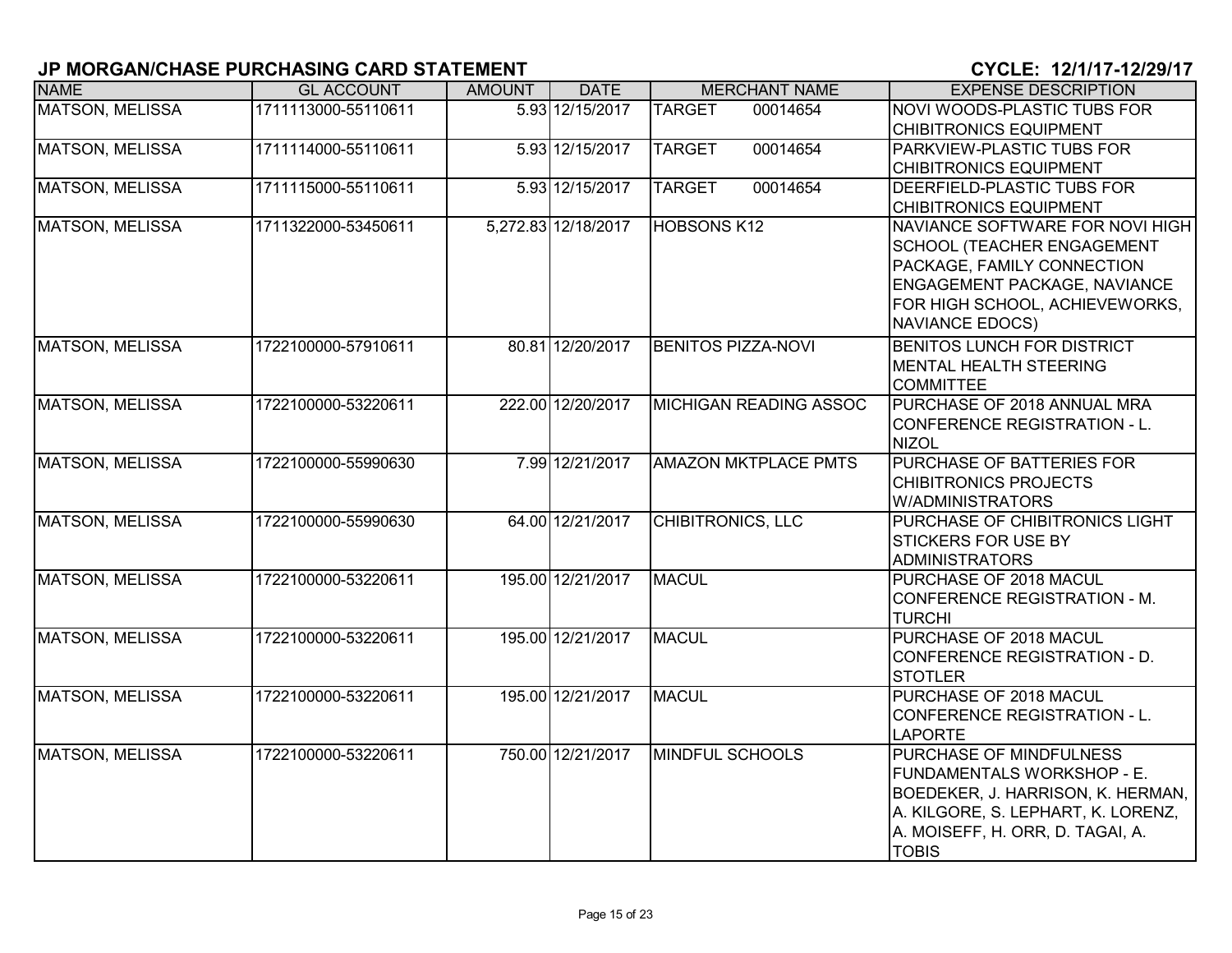## JP MORGAN/CHASE PURCHASING CARD STATEMENT

**CYCLE: 12/1/17-12/29/17**

| NAME | GL ACCOUNT | AMOUNT | DATE | MERCHANT NAME | EXPENSE DESCRIPTION |
|---|---|---|---|---|---|
| MATSON, MELISSA | 1711113000-55110611 | 5.93 | 12/15/2017 | TARGET 00014654 | NOVI WOODS-PLASTIC TUBS FOR CHIBITRONICS EQUIPMENT |
| MATSON, MELISSA | 1711114000-55110611 | 5.93 | 12/15/2017 | TARGET 00014654 | PARKVIEW-PLASTIC TUBS FOR CHIBITRONICS EQUIPMENT |
| MATSON, MELISSA | 1711115000-55110611 | 5.93 | 12/15/2017 | TARGET 00014654 | DEERFIELD-PLASTIC TUBS FOR CHIBITRONICS EQUIPMENT |
| MATSON, MELISSA | 1711322000-53450611 | 5,272.83 | 12/18/2017 | HOBSONS K12 | NAVIANCE SOFTWARE FOR NOVI HIGH SCHOOL (TEACHER ENGAGEMENT PACKAGE, FAMILY CONNECTION ENGAGEMENT PACKAGE, NAVIANCE FOR HIGH SCHOOL, ACHIEVEWORKS, NAVIANCE EDOCS) |
| MATSON, MELISSA | 1722100000-57910611 | 80.81 | 12/20/2017 | BENITOS PIZZA-NOVI | BENITOS LUNCH FOR DISTRICT MENTAL HEALTH STEERING COMMITTEE |
| MATSON, MELISSA | 1722100000-53220611 | 222.00 | 12/20/2017 | MICHIGAN READING ASSOC | PURCHASE OF 2018 ANNUAL MRA CONFERENCE REGISTRATION - L. NIZOL |
| MATSON, MELISSA | 1722100000-55990630 | 7.99 | 12/21/2017 | AMAZON MKTPLACE PMTS | PURCHASE OF BATTERIES FOR CHIBITRONICS PROJECTS W/ADMINISTRATORS |
| MATSON, MELISSA | 1722100000-55990630 | 64.00 | 12/21/2017 | CHIBITRONICS, LLC | PURCHASE OF CHIBITRONICS LIGHT STICKERS FOR USE BY ADMINISTRATORS |
| MATSON, MELISSA | 1722100000-53220611 | 195.00 | 12/21/2017 | MACUL | PURCHASE OF 2018 MACUL CONFERENCE REGISTRATION - M. TURCHI |
| MATSON, MELISSA | 1722100000-53220611 | 195.00 | 12/21/2017 | MACUL | PURCHASE OF 2018 MACUL CONFERENCE REGISTRATION - D. STOTLER |
| MATSON, MELISSA | 1722100000-53220611 | 195.00 | 12/21/2017 | MACUL | PURCHASE OF 2018 MACUL CONFERENCE REGISTRATION - L. LAPORTE |
| MATSON, MELISSA | 1722100000-53220611 | 750.00 | 12/21/2017 | MINDFUL SCHOOLS | PURCHASE OF MINDFULNESS FUNDAMENTALS WORKSHOP - E. BOEDEKER, J. HARRISON, K. HERMAN, A. KILGORE, S. LEPHART, K. LORENZ, A. MOISEFF, H. ORR, D. TAGAI, A. TOBIS |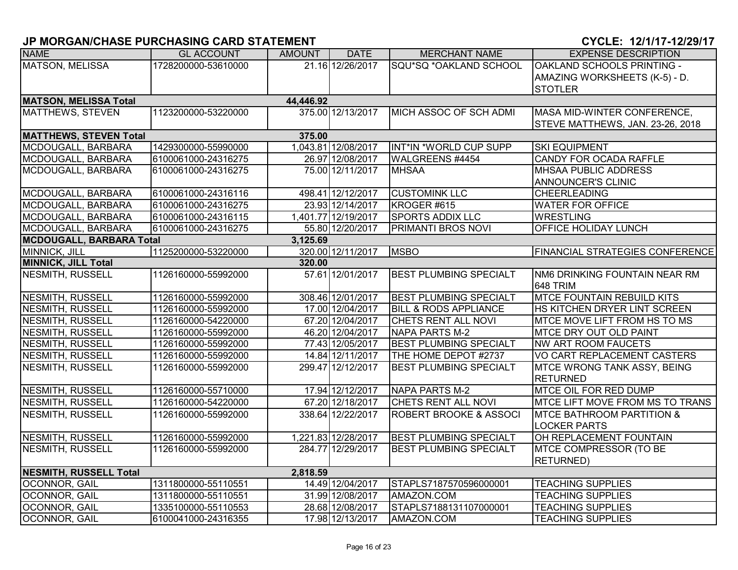## JP MORGAN/CHASE PURCHASING CARD STATEMENT

**CYCLE: 12/1/17-12/29/17**

| NAME | GL ACCOUNT | AMOUNT | DATE | MERCHANT NAME | EXPENSE DESCRIPTION |
|---|---|---|---|---|---|
| MATSON, MELISSA | 1728200000-53610000 | 21.16 | 12/26/2017 | SQU*SQ *OAKLAND SCHOOL | OAKLAND SCHOOLS PRINTING - AMAZING WORKSHEETS (K-5) - D. STOTLER |
| **MATSON, MELISSA Total** | | **44,446.92** | | | |
| MATTHEWS, STEVEN | 1123200000-53220000 | 375.00 | 12/13/2017 | MICH ASSOC OF SCH ADMI | MASA MID-WINTER CONFERENCE, STEVE MATTHEWS, JAN. 23-26, 2018 |
| **MATTHEWS, STEVEN Total** | | **375.00** | | | |
| MCDOUGALL, BARBARA | 1429300000-55990000 | 1,043.81 | 12/08/2017 | INT*IN *WORLD CUP SUPP | SKI EQUIPMENT |
| MCDOUGALL, BARBARA | 6100061000-24316275 | 26.97 | 12/08/2017 | WALGREENS #4454 | CANDY FOR OCADA RAFFLE |
| MCDOUGALL, BARBARA | 6100061000-24316275 | 75.00 | 12/11/2017 | MHSAA | MHSAA PUBLIC ADDRESS ANNOUNCER'S CLINIC |
| MCDOUGALL, BARBARA | 6100061000-24316116 | 498.41 | 12/12/2017 | CUSTOMINK LLC | CHEERLEADING |
| MCDOUGALL, BARBARA | 6100061000-24316275 | 23.93 | 12/14/2017 | KROGER #615 | WATER FOR OFFICE |
| MCDOUGALL, BARBARA | 6100061000-24316115 | 1,401.77 | 12/19/2017 | SPORTS ADDIX LLC | WRESTLING |
| MCDOUGALL, BARBARA | 6100061000-24316275 | 55.80 | 12/20/2017 | PRIMANTI BROS NOVI | OFFICE HOLIDAY LUNCH |
| **MCDOUGALL, BARBARA Total** | | **3,125.69** | | | |
| MINNICK, JILL | 1125200000-53220000 | 320.00 | 12/11/2017 | MSBO | FINANCIAL STRATEGIES CONFERENCE |
| **MINNICK, JILL Total** | | **320.00** | | | |
| NESMITH, RUSSELL | 1126160000-55992000 | 57.61 | 12/01/2017 | BEST PLUMBING SPECIALT | NM6 DRINKING FOUNTAIN NEAR RM 648 TRIM |
| NESMITH, RUSSELL | 1126160000-55992000 | 308.46 | 12/01/2017 | BEST PLUMBING SPECIALT | MTCE FOUNTAIN REBUILD KITS |
| NESMITH, RUSSELL | 1126160000-55992000 | 17.00 | 12/04/2017 | BILL & RODS APPLIANCE | HS KITCHEN DRYER LINT SCREEN |
| NESMITH, RUSSELL | 1126160000-54220000 | 67.20 | 12/04/2017 | CHETS RENT ALL NOVI | MTCE MOVE LIFT FROM HS TO MS |
| NESMITH, RUSSELL | 1126160000-55992000 | 46.20 | 12/04/2017 | NAPA PARTS M-2 | MTCE DRY OUT OLD PAINT |
| NESMITH, RUSSELL | 1126160000-55992000 | 77.43 | 12/05/2017 | BEST PLUMBING SPECIALT | NW ART ROOM FAUCETS |
| NESMITH, RUSSELL | 1126160000-55992000 | 14.84 | 12/11/2017 | THE HOME DEPOT #2737 | VO CART REPLACEMENT CASTERS |
| NESMITH, RUSSELL | 1126160000-55992000 | 299.47 | 12/12/2017 | BEST PLUMBING SPECIALT | MTCE WRONG TANK ASSY, BEING RETURNED |
| NESMITH, RUSSELL | 1126160000-55710000 | 17.94 | 12/12/2017 | NAPA PARTS M-2 | MTCE OIL FOR RED DUMP |
| NESMITH, RUSSELL | 1126160000-54220000 | 67.20 | 12/18/2017 | CHETS RENT ALL NOVI | MTCE LIFT MOVE FROM MS TO TRANS |
| NESMITH, RUSSELL | 1126160000-55992000 | 338.64 | 12/22/2017 | ROBERT BROOKE & ASSOCI | MTCE BATHROOM PARTITION & LOCKER PARTS |
| NESMITH, RUSSELL | 1126160000-55992000 | 1,221.83 | 12/28/2017 | BEST PLUMBING SPECIALT | OH REPLACEMENT FOUNTAIN |
| NESMITH, RUSSELL | 1126160000-55992000 | 284.77 | 12/29/2017 | BEST PLUMBING SPECIALT | MTCE COMPRESSOR (TO BE RETURNED) |
| **NESMITH, RUSSELL Total** | | **2,818.59** | | | |
| OCONNOR, GAIL | 1311800000-55110551 | 14.49 | 12/04/2017 | STAPLS7187570596000001 | TEACHING SUPPLIES |
| OCONNOR, GAIL | 1311800000-55110551 | 31.99 | 12/08/2017 | AMAZON.COM | TEACHING SUPPLIES |
| OCONNOR, GAIL | 1335100000-55110553 | 28.68 | 12/08/2017 | STAPLS7188131107000001 | TEACHING SUPPLIES |
| OCONNOR, GAIL | 6100041000-24316355 | 17.98 | 12/13/2017 | AMAZON.COM | TEACHING SUPPLIES |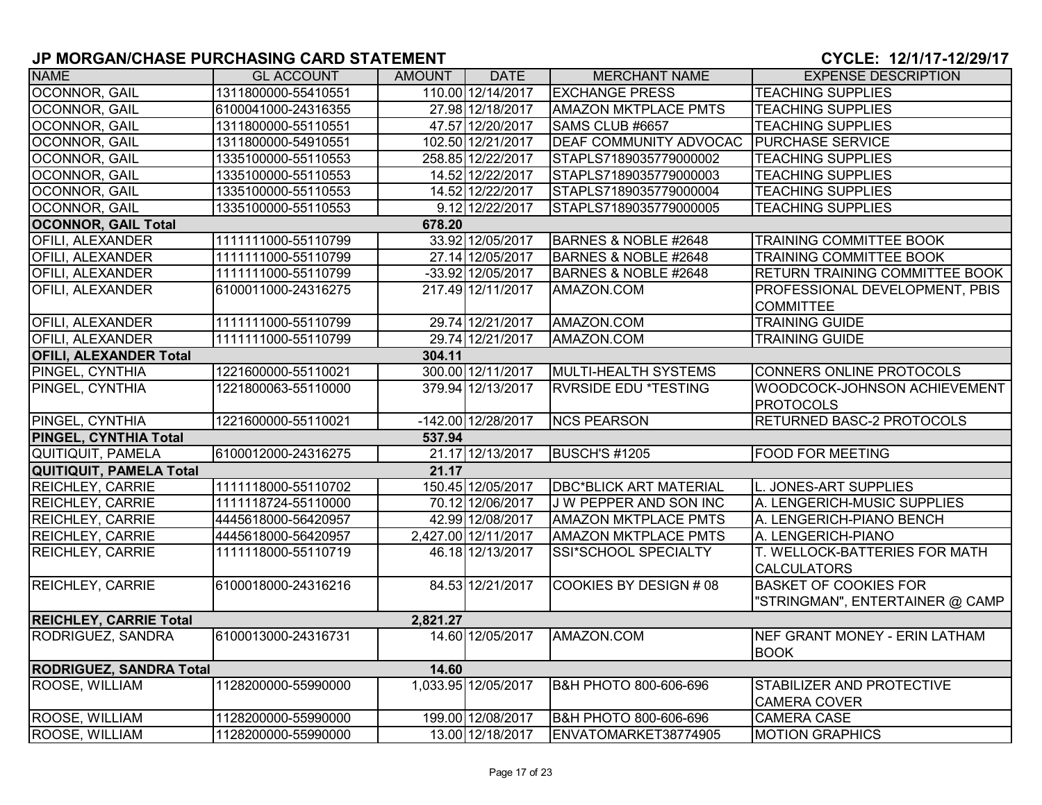## JP MORGAN/CHASE PURCHASING CARD STATEMENT

**CYCLE: 12/1/17-12/29/17**

| NAME | GL ACCOUNT | AMOUNT | DATE | MERCHANT NAME | EXPENSE DESCRIPTION |
|---|---|---|---|---|---|
| OCONNOR, GAIL | 1311800000-55410551 | 110.00 | 12/14/2017 | EXCHANGE PRESS | TEACHING SUPPLIES |
| OCONNOR, GAIL | 6100041000-24316355 | 27.98 | 12/18/2017 | AMAZON MKTPLACE PMTS | TEACHING SUPPLIES |
| OCONNOR, GAIL | 1311800000-55110551 | 47.57 | 12/20/2017 | SAMS CLUB #6657 | TEACHING SUPPLIES |
| OCONNOR, GAIL | 1311800000-54910551 | 102.50 | 12/21/2017 | DEAF COMMUNITY ADVOCAC | PURCHASE SERVICE |
| OCONNOR, GAIL | 1335100000-55110553 | 258.85 | 12/22/2017 | STAPLS7189035779000002 | TEACHING SUPPLIES |
| OCONNOR, GAIL | 1335100000-55110553 | 14.52 | 12/22/2017 | STAPLS7189035779000003 | TEACHING SUPPLIES |
| OCONNOR, GAIL | 1335100000-55110553 | 14.52 | 12/22/2017 | STAPLS7189035779000004 | TEACHING SUPPLIES |
| OCONNOR, GAIL | 1335100000-55110553 | 9.12 | 12/22/2017 | STAPLS7189035779000005 | TEACHING SUPPLIES |
| **OCONNOR, GAIL Total** | | **678.20** | | | |
| OFILI, ALEXANDER | 1111111000-55110799 | 33.92 | 12/05/2017 | BARNES & NOBLE #2648 | TRAINING COMMITTEE BOOK |
| OFILI, ALEXANDER | 1111111000-55110799 | 27.14 | 12/05/2017 | BARNES & NOBLE #2648 | TRAINING COMMITTEE BOOK |
| OFILI, ALEXANDER | 1111111000-55110799 | -33.92 | 12/05/2017 | BARNES & NOBLE #2648 | RETURN TRAINING COMMITTEE BOOK |
| OFILI, ALEXANDER | 6100011000-24316275 | 217.49 | 12/11/2017 | AMAZON.COM | PROFESSIONAL DEVELOPMENT, PBIS COMMITTEE |
| OFILI, ALEXANDER | 1111111000-55110799 | 29.74 | 12/21/2017 | AMAZON.COM | TRAINING GUIDE |
| OFILI, ALEXANDER | 1111111000-55110799 | 29.74 | 12/21/2017 | AMAZON.COM | TRAINING GUIDE |
| **OFILI, ALEXANDER Total** | | **304.11** | | | |
| PINGEL, CYNTHIA | 1221600000-55110021 | 300.00 | 12/11/2017 | MULTI-HEALTH SYSTEMS | CONNERS ONLINE PROTOCOLS |
| PINGEL, CYNTHIA | 1221800063-55110000 | 379.94 | 12/13/2017 | RVRSIDE EDU *TESTING | WOODCOCK-JOHNSON ACHIEVEMENT PROTOCOLS |
| PINGEL, CYNTHIA | 1221600000-55110021 | -142.00 | 12/28/2017 | NCS PEARSON | RETURNED BASC-2 PROTOCOLS |
| **PINGEL, CYNTHIA Total** | | **537.94** | | | |
| QUITIQUIT, PAMELA | 6100012000-24316275 | 21.17 | 12/13/2017 | BUSCH'S #1205 | FOOD FOR MEETING |
| **QUITIQUIT, PAMELA Total** | | **21.17** | | | |
| REICHLEY, CARRIE | 1111118000-55110702 | 150.45 | 12/05/2017 | DBC*BLICK ART MATERIAL | L. JONES-ART SUPPLIES |
| REICHLEY, CARRIE | 1111118724-55110000 | 70.12 | 12/06/2017 | J W PEPPER AND SON INC | A. LENGERICH-MUSIC SUPPLIES |
| REICHLEY, CARRIE | 4445618000-56420957 | 42.99 | 12/08/2017 | AMAZON MKTPLACE PMTS | A. LENGERICH-PIANO BENCH |
| REICHLEY, CARRIE | 4445618000-56420957 | 2,427.00 | 12/11/2017 | AMAZON MKTPLACE PMTS | A. LENGERICH-PIANO |
| REICHLEY, CARRIE | 1111118000-55110719 | 46.18 | 12/13/2017 | SSI*SCHOOL SPECIALTY | T. WELLOCK-BATTERIES FOR MATH CALCULATORS |
| REICHLEY, CARRIE | 6100018000-24316216 | 84.53 | 12/21/2017 | COOKIES BY DESIGN # 08 | BASKET OF COOKIES FOR "STRINGMAN", ENTERTAINER @ CAMP |
| **REICHLEY, CARRIE Total** | | **2,821.27** | | | |
| RODRIGUEZ, SANDRA | 6100013000-24316731 | 14.60 | 12/05/2017 | AMAZON.COM | NEF GRANT MONEY - ERIN LATHAM BOOK |
| **RODRIGUEZ, SANDRA Total** | | **14.60** | | | |
| ROOSE, WILLIAM | 1128200000-55990000 | 1,033.95 | 12/05/2017 | B&H PHOTO 800-606-696 | STABILIZER AND PROTECTIVE CAMERA COVER |
| ROOSE, WILLIAM | 1128200000-55990000 | 199.00 | 12/08/2017 | B&H PHOTO 800-606-696 | CAMERA CASE |
| ROOSE, WILLIAM | 1128200000-55990000 | 13.00 | 12/18/2017 | ENVATOMARKET38774905 | MOTION GRAPHICS |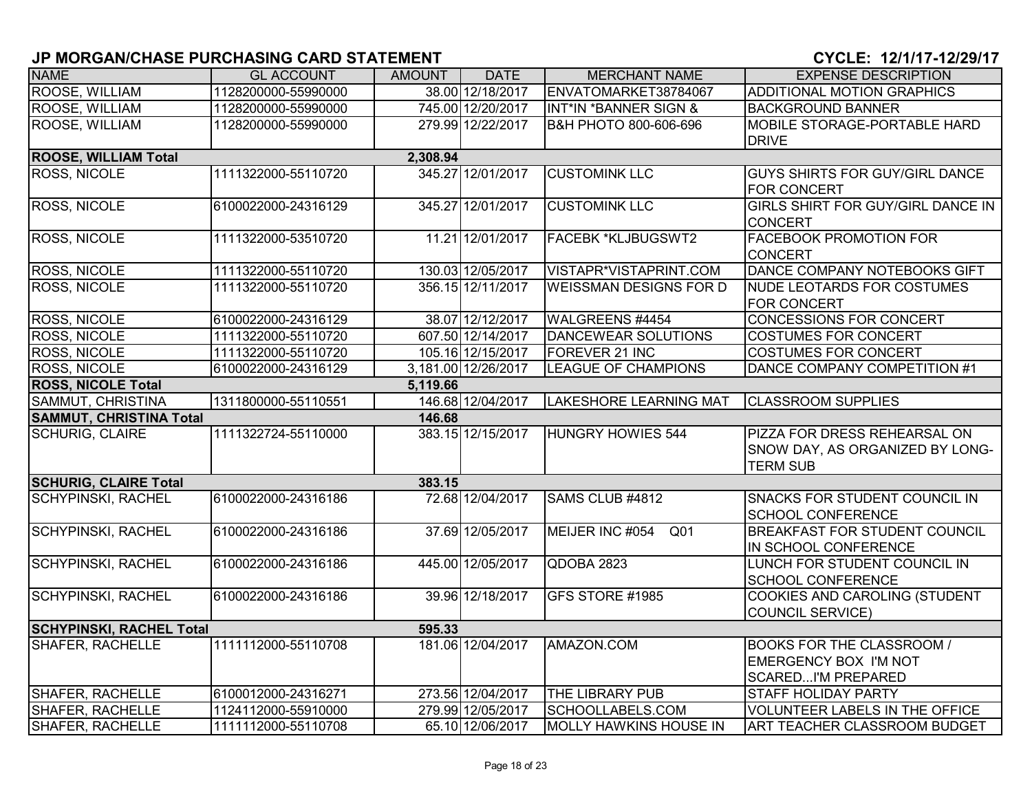# JP MORGAN/CHASE PURCHASING CARD STATEMENT

**CYCLE: 12/1/17-12/29/17**

| NAME | GL ACCOUNT | AMOUNT | DATE | MERCHANT NAME | EXPENSE DESCRIPTION |
|---|---|---|---|---|---|
| ROOSE, WILLIAM | 1128200000-55990000 | 38.00 | 12/18/2017 | ENVATOMARKET38784067 | ADDITIONAL MOTION GRAPHICS |
| ROOSE, WILLIAM | 1128200000-55990000 | 745.00 | 12/20/2017 | INT*IN *BANNER SIGN & | BACKGROUND BANNER |
| ROOSE, WILLIAM | 1128200000-55990000 | 279.99 | 12/22/2017 | B&H PHOTO 800-606-696 | MOBILE STORAGE-PORTABLE HARD DRIVE |
| **ROOSE, WILLIAM Total** | | **2,308.94** | | | |
| ROSS, NICOLE | 1111322000-55110720 | 345.27 | 12/01/2017 | CUSTOMINK LLC | GUYS SHIRTS FOR GUY/GIRL DANCE FOR CONCERT |
| ROSS, NICOLE | 6100022000-24316129 | 345.27 | 12/01/2017 | CUSTOMINK LLC | GIRLS SHIRT FOR GUY/GIRL DANCE IN CONCERT |
| ROSS, NICOLE | 1111322000-53510720 | 11.21 | 12/01/2017 | FACEBK *KLJBUGSWT2 | FACEBOOK PROMOTION FOR CONCERT |
| ROSS, NICOLE | 1111322000-55110720 | 130.03 | 12/05/2017 | VISTAPR*VISTAPRINT.COM | DANCE COMPANY NOTEBOOKS GIFT |
| ROSS, NICOLE | 1111322000-55110720 | 356.15 | 12/11/2017 | WEISSMAN DESIGNS FOR D | NUDE LEOTARDS FOR COSTUMES FOR CONCERT |
| ROSS, NICOLE | 6100022000-24316129 | 38.07 | 12/12/2017 | WALGREENS #4454 | CONCESSIONS FOR CONCERT |
| ROSS, NICOLE | 1111322000-55110720 | 607.50 | 12/14/2017 | DANCEWEAR SOLUTIONS | COSTUMES FOR CONCERT |
| ROSS, NICOLE | 1111322000-55110720 | 105.16 | 12/15/2017 | FOREVER 21 INC | COSTUMES FOR CONCERT |
| ROSS, NICOLE | 6100022000-24316129 | 3,181.00 | 12/26/2017 | LEAGUE OF CHAMPIONS | DANCE COMPANY COMPETITION #1 |
| **ROSS, NICOLE Total** | | **5,119.66** | | | |
| SAMMUT, CHRISTINA | 1311800000-55110551 | 146.68 | 12/04/2017 | LAKESHORE LEARNING MAT | CLASSROOM SUPPLIES |
| **SAMMUT, CHRISTINA Total** | | **146.68** | | | |
| SCHURIG, CLAIRE | 1111322724-55110000 | 383.15 | 12/15/2017 | HUNGRY HOWIES 544 | PIZZA FOR DRESS REHEARSAL ON SNOW DAY, AS ORGANIZED BY LONG-TERM SUB |
| **SCHURIG, CLAIRE Total** | | **383.15** | | | |
| SCHYPINSKI, RACHEL | 6100022000-24316186 | 72.68 | 12/04/2017 | SAMS CLUB #4812 | SNACKS FOR STUDENT COUNCIL IN SCHOOL CONFERENCE |
| SCHYPINSKI, RACHEL | 6100022000-24316186 | 37.69 | 12/05/2017 | MEIJER INC #054 Q01 | BREAKFAST FOR STUDENT COUNCIL IN SCHOOL CONFERENCE |
| SCHYPINSKI, RACHEL | 6100022000-24316186 | 445.00 | 12/05/2017 | QDOBA 2823 | LUNCH FOR STUDENT COUNCIL IN SCHOOL CONFERENCE |
| SCHYPINSKI, RACHEL | 6100022000-24316186 | 39.96 | 12/18/2017 | GFS STORE #1985 | COOKIES AND CAROLING (STUDENT COUNCIL SERVICE) |
| **SCHYPINSKI, RACHEL Total** | | **595.33** | | | |
| SHAFER, RACHELLE | 1111112000-55110708 | 181.06 | 12/04/2017 | AMAZON.COM | BOOKS FOR THE CLASSROOM / EMERGENCY BOX I'M NOT SCARED...I'M PREPARED |
| SHAFER, RACHELLE | 6100012000-24316271 | 273.56 | 12/04/2017 | THE LIBRARY PUB | STAFF HOLIDAY PARTY |
| SHAFER, RACHELLE | 1124112000-55910000 | 279.99 | 12/05/2017 | SCHOOLLABELS.COM | VOLUNTEER LABELS IN THE OFFICE |
| SHAFER, RACHELLE | 1111112000-55110708 | 65.10 | 12/06/2017 | MOLLY HAWKINS HOUSE IN | ART TEACHER CLASSROOM BUDGET |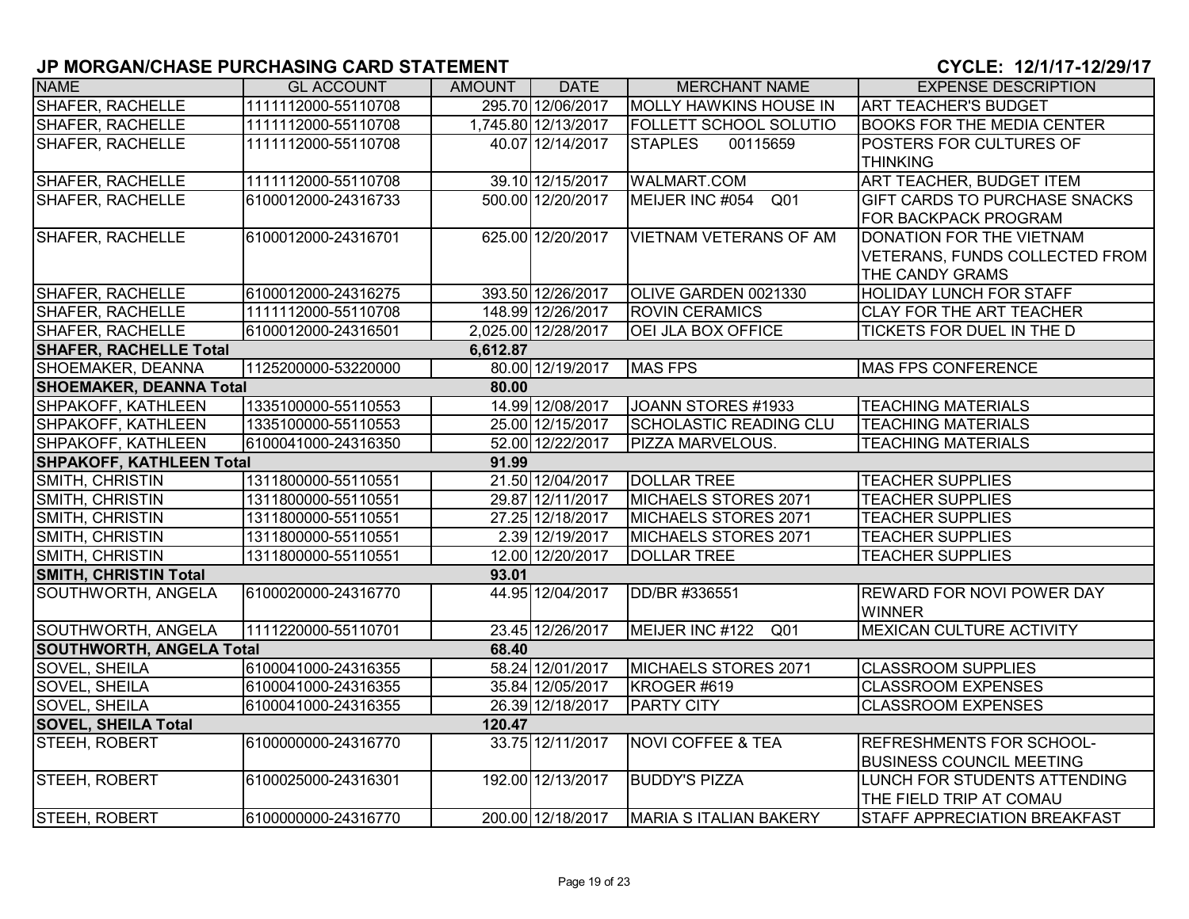## JP MORGAN/CHASE PURCHASING CARD STATEMENT

**CYCLE: 12/1/17-12/29/17**

| NAME | GL ACCOUNT | AMOUNT | DATE | MERCHANT NAME | EXPENSE DESCRIPTION |
|---|---|---|---|---|---|
| SHAFER, RACHELLE | 1111112000-55110708 | 295.70 | 12/06/2017 | MOLLY HAWKINS HOUSE IN | ART TEACHER'S BUDGET |
| SHAFER, RACHELLE | 1111112000-55110708 | 1,745.80 | 12/13/2017 | FOLLETT SCHOOL SOLUTIO | BOOKS FOR THE MEDIA CENTER |
| SHAFER, RACHELLE | 1111112000-55110708 | 40.07 | 12/14/2017 | STAPLES 00115659 | POSTERS FOR CULTURES OF THINKING |
| SHAFER, RACHELLE | 1111112000-55110708 | 39.10 | 12/15/2017 | WALMART.COM | ART TEACHER, BUDGET ITEM |
| SHAFER, RACHELLE | 6100012000-24316733 | 500.00 | 12/20/2017 | MEIJER INC #054 Q01 | GIFT CARDS TO PURCHASE SNACKS FOR BACKPACK PROGRAM |
| SHAFER, RACHELLE | 6100012000-24316701 | 625.00 | 12/20/2017 | VIETNAM VETERANS OF AM | DONATION FOR THE VIETNAM VETERANS, FUNDS COLLECTED FROM THE CANDY GRAMS |
| SHAFER, RACHELLE | 6100012000-24316275 | 393.50 | 12/26/2017 | OLIVE GARDEN 0021330 | HOLIDAY LUNCH FOR STAFF |
| SHAFER, RACHELLE | 1111112000-55110708 | 148.99 | 12/26/2017 | ROVIN CERAMICS | CLAY FOR THE ART TEACHER |
| SHAFER, RACHELLE | 6100012000-24316501 | 2,025.00 | 12/28/2017 | OEI JLA BOX OFFICE | TICKETS FOR DUEL IN THE D |
| **SHAFER, RACHELLE Total** | | **6,612.87** | | | |
| SHOEMAKER, DEANNA | 1125200000-53220000 | 80.00 | 12/19/2017 | MAS FPS | MAS FPS CONFERENCE |
| **SHOEMAKER, DEANNA Total** | | **80.00** | | | |
| SHPAKOFF, KATHLEEN | 1335100000-55110553 | 14.99 | 12/08/2017 | JOANN STORES #1933 | TEACHING MATERIALS |
| SHPAKOFF, KATHLEEN | 1335100000-55110553 | 25.00 | 12/15/2017 | SCHOLASTIC READING CLU | TEACHING MATERIALS |
| SHPAKOFF, KATHLEEN | 6100041000-24316350 | 52.00 | 12/22/2017 | PIZZA MARVELOUS. | TEACHING MATERIALS |
| **SHPAKOFF, KATHLEEN Total** | | **91.99** | | | |
| SMITH, CHRISTIN | 1311800000-55110551 | 21.50 | 12/04/2017 | DOLLAR TREE | TEACHER SUPPLIES |
| SMITH, CHRISTIN | 1311800000-55110551 | 29.87 | 12/11/2017 | MICHAELS STORES 2071 | TEACHER SUPPLIES |
| SMITH, CHRISTIN | 1311800000-55110551 | 27.25 | 12/18/2017 | MICHAELS STORES 2071 | TEACHER SUPPLIES |
| SMITH, CHRISTIN | 1311800000-55110551 | 2.39 | 12/19/2017 | MICHAELS STORES 2071 | TEACHER SUPPLIES |
| SMITH, CHRISTIN | 1311800000-55110551 | 12.00 | 12/20/2017 | DOLLAR TREE | TEACHER SUPPLIES |
| **SMITH, CHRISTIN Total** | | **93.01** | | | |
| SOUTHWORTH, ANGELA | 6100020000-24316770 | 44.95 | 12/04/2017 | DD/BR #336551 | REWARD FOR NOVI POWER DAY WINNER |
| SOUTHWORTH, ANGELA | 1111220000-55110701 | 23.45 | 12/26/2017 | MEIJER INC #122 Q01 | MEXICAN CULTURE ACTIVITY |
| **SOUTHWORTH, ANGELA Total** | | **68.40** | | | |
| SOVEL, SHEILA | 6100041000-24316355 | 58.24 | 12/01/2017 | MICHAELS STORES 2071 | CLASSROOM SUPPLIES |
| SOVEL, SHEILA | 6100041000-24316355 | 35.84 | 12/05/2017 | KROGER #619 | CLASSROOM EXPENSES |
| SOVEL, SHEILA | 6100041000-24316355 | 26.39 | 12/18/2017 | PARTY CITY | CLASSROOM EXPENSES |
| **SOVEL, SHEILA Total** | | **120.47** | | | |
| STEEH, ROBERT | 6100000000-24316770 | 33.75 | 12/11/2017 | NOVI COFFEE & TEA | REFRESHMENTS FOR SCHOOL-BUSINESS COUNCIL MEETING |
| STEEH, ROBERT | 6100025000-24316301 | 192.00 | 12/13/2017 | BUDDY'S PIZZA | LUNCH FOR STUDENTS ATTENDING THE FIELD TRIP AT COMAU |
| STEEH, ROBERT | 6100000000-24316770 | 200.00 | 12/18/2017 | MARIA S ITALIAN BAKERY | STAFF APPRECIATION BREAKFAST |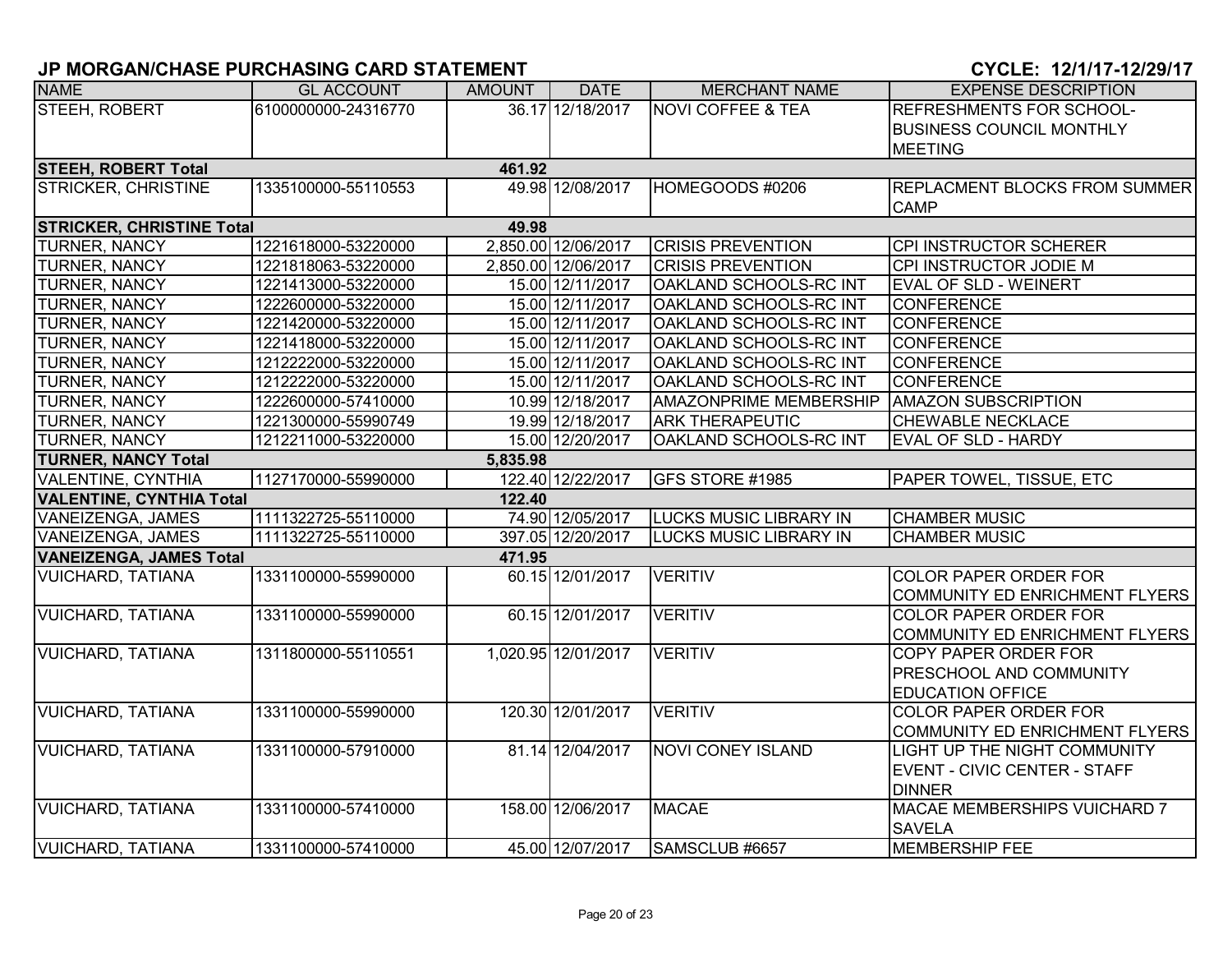## JP MORGAN/CHASE PURCHASING CARD STATEMENT

**CYCLE: 12/1/17-12/29/17**

| NAME | GL ACCOUNT | AMOUNT | DATE | MERCHANT NAME | EXPENSE DESCRIPTION |
|---|---|---|---|---|---|
| STEEH, ROBERT | 6100000000-24316770 | 36.17 | 12/18/2017 | NOVI COFFEE & TEA | REFRESHMENTS FOR SCHOOL-BUSINESS COUNCIL MONTHLY MEETING |
| **STEEH, ROBERT Total** | | **461.92** | | | |
| STRICKER, CHRISTINE | 1335100000-55110553 | 49.98 | 12/08/2017 | HOMEGOODS #0206 | REPLACMENT BLOCKS FROM SUMMER CAMP |
| **STRICKER, CHRISTINE Total** | | **49.98** | | | |
| TURNER, NANCY | 1221618000-53220000 | 2,850.00 | 12/06/2017 | CRISIS PREVENTION | CPI INSTRUCTOR SCHERER |
| TURNER, NANCY | 1221818063-53220000 | 2,850.00 | 12/06/2017 | CRISIS PREVENTION | CPI INSTRUCTOR JODIE M |
| TURNER, NANCY | 1221413000-53220000 | 15.00 | 12/11/2017 | OAKLAND SCHOOLS-RC INT | EVAL OF SLD - WEINERT |
| TURNER, NANCY | 1222600000-53220000 | 15.00 | 12/11/2017 | OAKLAND SCHOOLS-RC INT | CONFERENCE |
| TURNER, NANCY | 1221420000-53220000 | 15.00 | 12/11/2017 | OAKLAND SCHOOLS-RC INT | CONFERENCE |
| TURNER, NANCY | 1221418000-53220000 | 15.00 | 12/11/2017 | OAKLAND SCHOOLS-RC INT | CONFERENCE |
| TURNER, NANCY | 1212222000-53220000 | 15.00 | 12/11/2017 | OAKLAND SCHOOLS-RC INT | CONFERENCE |
| TURNER, NANCY | 1212222000-53220000 | 15.00 | 12/11/2017 | OAKLAND SCHOOLS-RC INT | CONFERENCE |
| TURNER, NANCY | 1222600000-57410000 | 10.99 | 12/18/2017 | AMAZONPRIME MEMBERSHIP | AMAZON SUBSCRIPTION |
| TURNER, NANCY | 1221300000-55990749 | 19.99 | 12/18/2017 | ARK THERAPEUTIC | CHEWABLE NECKLACE |
| TURNER, NANCY | 1212211000-53220000 | 15.00 | 12/20/2017 | OAKLAND SCHOOLS-RC INT | EVAL OF SLD - HARDY |
| **TURNER, NANCY Total** | | **5,835.98** | | | |
| VALENTINE, CYNTHIA | 1127170000-55990000 | 122.40 | 12/22/2017 | GFS STORE #1985 | PAPER TOWEL, TISSUE, ETC |
| **VALENTINE, CYNTHIA Total** | | **122.40** | | | |
| VANEIZENGA, JAMES | 1111322725-55110000 | 74.90 | 12/05/2017 | LUCKS MUSIC LIBRARY IN | CHAMBER MUSIC |
| VANEIZENGA, JAMES | 1111322725-55110000 | 397.05 | 12/20/2017 | LUCKS MUSIC LIBRARY IN | CHAMBER MUSIC |
| **VANEIZENGA, JAMES Total** | | **471.95** | | | |
| VUICHARD, TATIANA | 1331100000-55990000 | 60.15 | 12/01/2017 | VERITIV | COLOR PAPER ORDER FOR COMMUNITY ED ENRICHMENT FLYERS |
| VUICHARD, TATIANA | 1331100000-55990000 | 60.15 | 12/01/2017 | VERITIV | COLOR PAPER ORDER FOR COMMUNITY ED ENRICHMENT FLYERS |
| VUICHARD, TATIANA | 1311800000-55110551 | 1,020.95 | 12/01/2017 | VERITIV | COPY PAPER ORDER FOR PRESCHOOL AND COMMUNITY EDUCATION OFFICE |
| VUICHARD, TATIANA | 1331100000-55990000 | 120.30 | 12/01/2017 | VERITIV | COLOR PAPER ORDER FOR COMMUNITY ED ENRICHMENT FLYERS |
| VUICHARD, TATIANA | 1331100000-57910000 | 81.14 | 12/04/2017 | NOVI CONEY ISLAND | LIGHT UP THE NIGHT COMMUNITY EVENT - CIVIC CENTER - STAFF DINNER |
| VUICHARD, TATIANA | 1331100000-57410000 | 158.00 | 12/06/2017 | MACAE | MACAE MEMBERSHIPS VUICHARD 7 SAVELA |
| VUICHARD, TATIANA | 1331100000-57410000 | 45.00 | 12/07/2017 | SAMSCLUB #6657 | MEMBERSHIP FEE |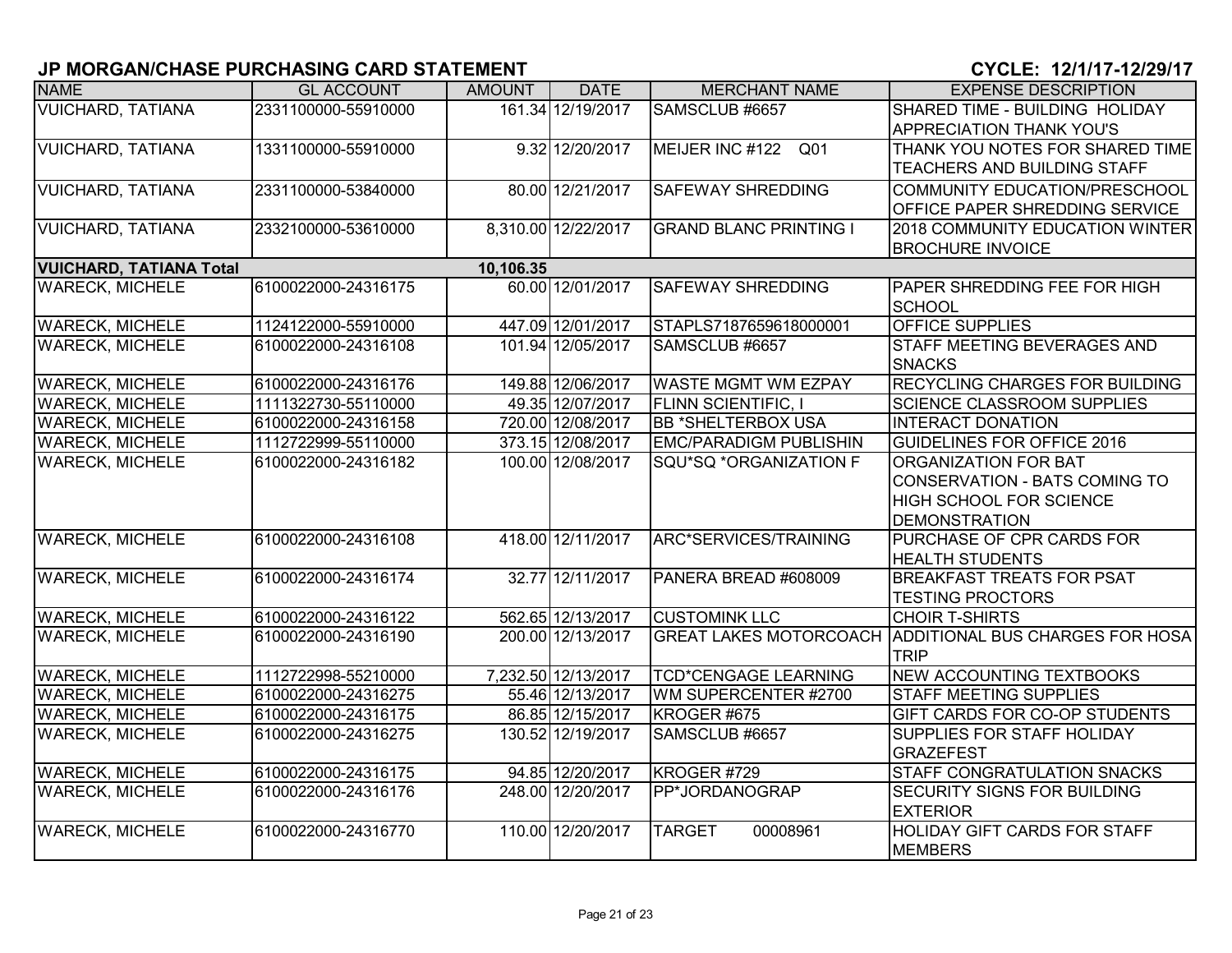## JP MORGAN/CHASE PURCHASING CARD STATEMENT

**CYCLE: 12/1/17-12/29/17**

| NAME | GL ACCOUNT | AMOUNT | DATE | MERCHANT NAME | EXPENSE DESCRIPTION |
|---|---|---|---|---|---|
| VUICHARD, TATIANA | 2331100000-55910000 | 161.34 | 12/19/2017 | SAMSCLUB #6657 | SHARED TIME - BUILDING HOLIDAY APPRECIATION THANK YOU'S |
| VUICHARD, TATIANA | 1331100000-55910000 | 9.32 | 12/20/2017 | MEIJER INC #122 Q01 | THANK YOU NOTES FOR SHARED TIME TEACHERS AND BUILDING STAFF |
| VUICHARD, TATIANA | 2331100000-53840000 | 80.00 | 12/21/2017 | SAFEWAY SHREDDING | COMMUNITY EDUCATION/PRESCHOOL OFFICE PAPER SHREDDING SERVICE |
| VUICHARD, TATIANA | 2332100000-53610000 | 8,310.00 | 12/22/2017 | GRAND BLANC PRINTING I | 2018 COMMUNITY EDUCATION WINTER BROCHURE INVOICE |
| **VUICHARD, TATIANA Total** | | **10,106.35** | | | |
| WARECK, MICHELE | 6100022000-24316175 | 60.00 | 12/01/2017 | SAFEWAY SHREDDING | PAPER SHREDDING FEE FOR HIGH SCHOOL |
| WARECK, MICHELE | 1124122000-55910000 | 447.09 | 12/01/2017 | STAPLS7187659618000001 | OFFICE SUPPLIES |
| WARECK, MICHELE | 6100022000-24316108 | 101.94 | 12/05/2017 | SAMSCLUB #6657 | STAFF MEETING BEVERAGES AND SNACKS |
| WARECK, MICHELE | 6100022000-24316176 | 149.88 | 12/06/2017 | WASTE MGMT WM EZPAY | RECYCLING CHARGES FOR BUILDING |
| WARECK, MICHELE | 1111322730-55110000 | 49.35 | 12/07/2017 | FLINN SCIENTIFIC, I | SCIENCE CLASSROOM SUPPLIES |
| WARECK, MICHELE | 6100022000-24316158 | 720.00 | 12/08/2017 | BB *SHELTERBOX USA | INTERACT DONATION |
| WARECK, MICHELE | 1112722999-55110000 | 373.15 | 12/08/2017 | EMC/PARADIGM PUBLISHIN | GUIDELINES FOR OFFICE 2016 |
| WARECK, MICHELE | 6100022000-24316182 | 100.00 | 12/08/2017 | SQU*SQ *ORGANIZATION F | ORGANIZATION FOR BAT CONSERVATION - BATS COMING TO HIGH SCHOOL FOR SCIENCE DEMONSTRATION |
| WARECK, MICHELE | 6100022000-24316108 | 418.00 | 12/11/2017 | ARC*SERVICES/TRAINING | PURCHASE OF CPR CARDS FOR HEALTH STUDENTS |
| WARECK, MICHELE | 6100022000-24316174 | 32.77 | 12/11/2017 | PANERA BREAD #608009 | BREAKFAST TREATS FOR PSAT TESTING PROCTORS |
| WARECK, MICHELE | 6100022000-24316122 | 562.65 | 12/13/2017 | CUSTOMINK LLC | CHOIR T-SHIRTS |
| WARECK, MICHELE | 6100022000-24316190 | 200.00 | 12/13/2017 | GREAT LAKES MOTORCOACH | ADDITIONAL BUS CHARGES FOR HOSA TRIP |
| WARECK, MICHELE | 1112722998-55210000 | 7,232.50 | 12/13/2017 | TCD*CENGAGE LEARNING | NEW ACCOUNTING TEXTBOOKS |
| WARECK, MICHELE | 6100022000-24316275 | 55.46 | 12/13/2017 | WM SUPERCENTER #2700 | STAFF MEETING SUPPLIES |
| WARECK, MICHELE | 6100022000-24316175 | 86.85 | 12/15/2017 | KROGER #675 | GIFT CARDS FOR CO-OP STUDENTS |
| WARECK, MICHELE | 6100022000-24316275 | 130.52 | 12/19/2017 | SAMSCLUB #6657 | SUPPLIES FOR STAFF HOLIDAY GRAZEFEST |
| WARECK, MICHELE | 6100022000-24316175 | 94.85 | 12/20/2017 | KROGER #729 | STAFF CONGRATULATION SNACKS |
| WARECK, MICHELE | 6100022000-24316176 | 248.00 | 12/20/2017 | PP*JORDANOGRAP | SECURITY SIGNS FOR BUILDING EXTERIOR |
| WARECK, MICHELE | 6100022000-24316770 | 110.00 | 12/20/2017 | TARGET 00008961 | HOLIDAY GIFT CARDS FOR STAFF MEMBERS |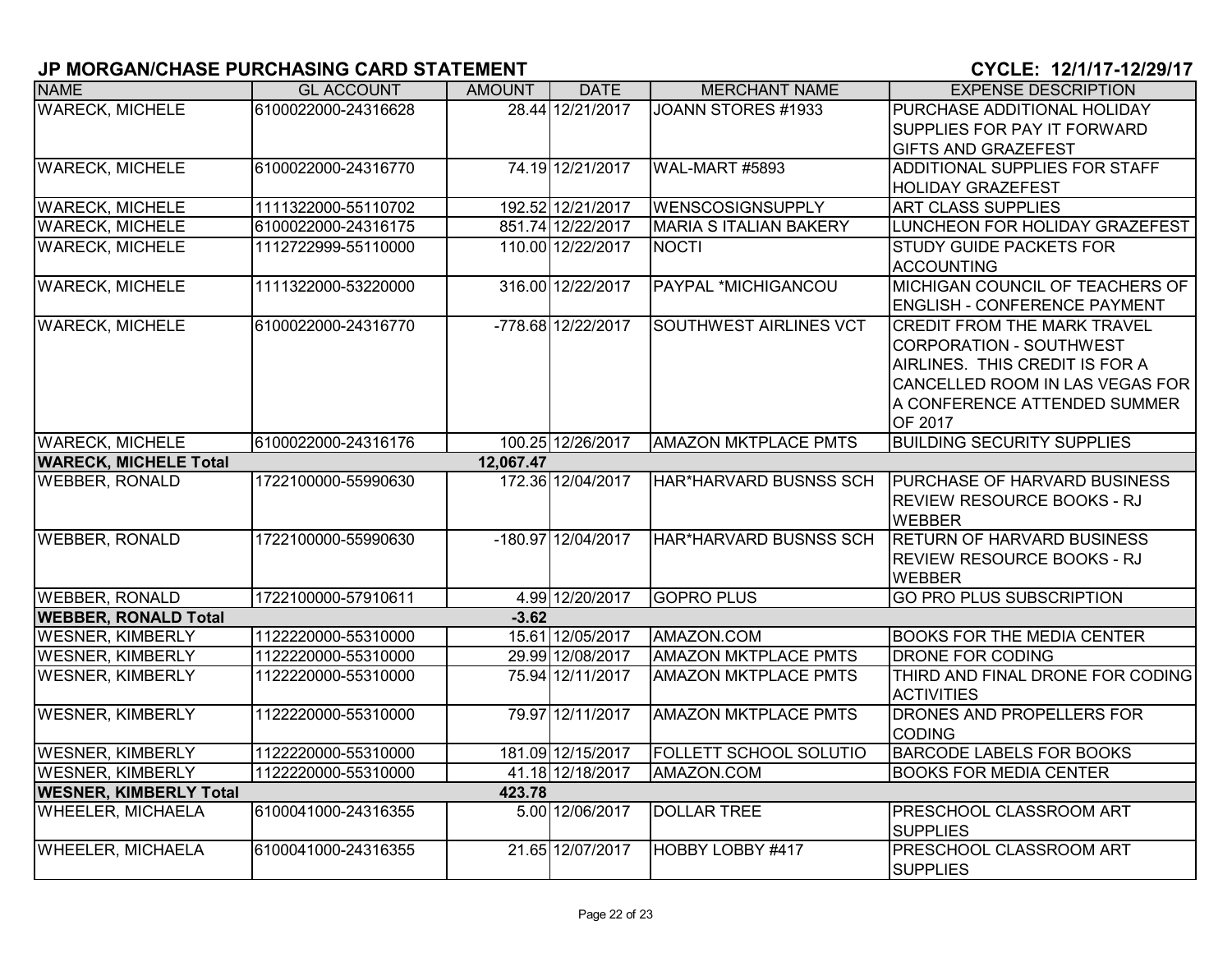## JP MORGAN/CHASE PURCHASING CARD STATEMENT

**CYCLE: 12/1/17-12/29/17**

| NAME | GL ACCOUNT | AMOUNT | DATE | MERCHANT NAME | EXPENSE DESCRIPTION |
|---|---|---|---|---|---|
| WARECK, MICHELE | 6100022000-24316628 | 28.44 | 12/21/2017 | JOANN STORES #1933 | PURCHASE ADDITIONAL HOLIDAY SUPPLIES FOR PAY IT FORWARD GIFTS AND GRAZEFEST |
| WARECK, MICHELE | 6100022000-24316770 | 74.19 | 12/21/2017 | WAL-MART #5893 | ADDITIONAL SUPPLIES FOR STAFF HOLIDAY GRAZEFEST |
| WARECK, MICHELE | 1111322000-55110702 | 192.52 | 12/21/2017 | WENSCOSIGNSUPPLY | ART CLASS SUPPLIES |
| WARECK, MICHELE | 6100022000-24316175 | 851.74 | 12/22/2017 | MARIA S ITALIAN BAKERY | LUNCHEON FOR HOLIDAY GRAZEFEST |
| WARECK, MICHELE | 1112722999-55110000 | 110.00 | 12/22/2017 | NOCTI | STUDY GUIDE PACKETS FOR ACCOUNTING |
| WARECK, MICHELE | 1111322000-53220000 | 316.00 | 12/22/2017 | PAYPAL *MICHIGANCOU | MICHIGAN COUNCIL OF TEACHERS OF ENGLISH - CONFERENCE PAYMENT |
| WARECK, MICHELE | 6100022000-24316770 | -778.68 | 12/22/2017 | SOUTHWEST AIRLINES VCT | CREDIT FROM THE MARK TRAVEL CORPORATION - SOUTHWEST AIRLINES. THIS CREDIT IS FOR A CANCELLED ROOM IN LAS VEGAS FOR A CONFERENCE ATTENDED SUMMER OF 2017 |
| WARECK, MICHELE | 6100022000-24316176 | 100.25 | 12/26/2017 | AMAZON MKTPLACE PMTS | BUILDING SECURITY SUPPLIES |
| **WARECK, MICHELE Total** | | **12,067.47** | | | |
| WEBBER, RONALD | 1722100000-55990630 | 172.36 | 12/04/2017 | HAR*HARVARD BUSNSS SCH | PURCHASE OF HARVARD BUSINESS REVIEW RESOURCE BOOKS - RJ WEBBER |
| WEBBER, RONALD | 1722100000-55990630 | -180.97 | 12/04/2017 | HAR*HARVARD BUSNSS SCH | RETURN OF HARVARD BUSINESS REVIEW RESOURCE BOOKS - RJ WEBBER |
| WEBBER, RONALD | 1722100000-57910611 | 4.99 | 12/20/2017 | GOPRO PLUS | GO PRO PLUS SUBSCRIPTION |
| **WEBBER, RONALD Total** | | **-3.62** | | | |
| WESNER, KIMBERLY | 1122220000-55310000 | 15.61 | 12/05/2017 | AMAZON.COM | BOOKS FOR THE MEDIA CENTER |
| WESNER, KIMBERLY | 1122220000-55310000 | 29.99 | 12/08/2017 | AMAZON MKTPLACE PMTS | DRONE FOR CODING |
| WESNER, KIMBERLY | 1122220000-55310000 | 75.94 | 12/11/2017 | AMAZON MKTPLACE PMTS | THIRD AND FINAL DRONE FOR CODING ACTIVITIES |
| WESNER, KIMBERLY | 1122220000-55310000 | 79.97 | 12/11/2017 | AMAZON MKTPLACE PMTS | DRONES AND PROPELLERS FOR CODING |
| WESNER, KIMBERLY | 1122220000-55310000 | 181.09 | 12/15/2017 | FOLLETT SCHOOL SOLUTIO | BARCODE LABELS FOR BOOKS |
| WESNER, KIMBERLY | 1122220000-55310000 | 41.18 | 12/18/2017 | AMAZON.COM | BOOKS FOR MEDIA CENTER |
| **WESNER, KIMBERLY Total** | | **423.78** | | | |
| WHEELER, MICHAELA | 6100041000-24316355 | 5.00 | 12/06/2017 | DOLLAR TREE | PRESCHOOL CLASSROOM ART SUPPLIES |
| WHEELER, MICHAELA | 6100041000-24316355 | 21.65 | 12/07/2017 | HOBBY LOBBY #417 | PRESCHOOL CLASSROOM ART SUPPLIES |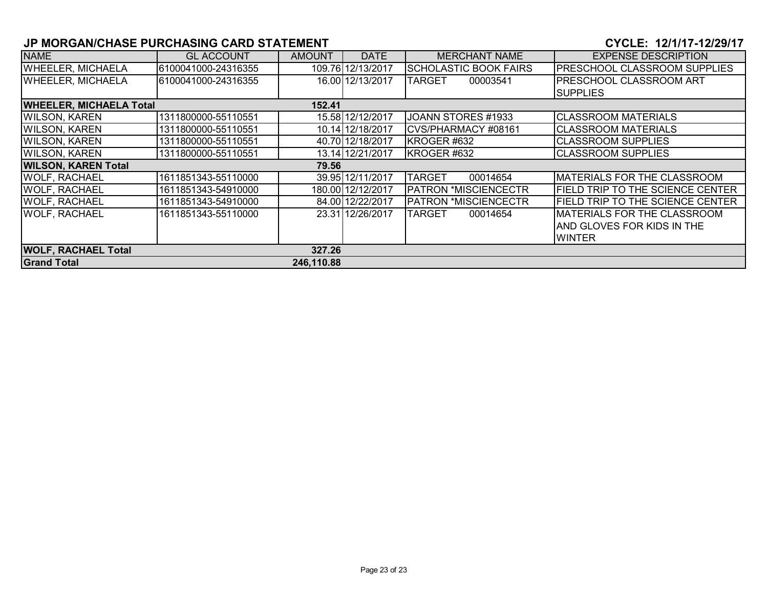## JP MORGAN/CHASE PURCHASING CARD STATEMENT

**CYCLE: 12/1/17-12/29/17**

| NAME | GL ACCOUNT | AMOUNT | DATE | MERCHANT NAME | EXPENSE DESCRIPTION |
|---|---|---|---|---|---|
| WHEELER, MICHAELA | 6100041000-24316355 | 109.76 | 12/13/2017 | SCHOLASTIC BOOK FAIRS | PRESCHOOL CLASSROOM SUPPLIES |
| WHEELER, MICHAELA | 6100041000-24316355 | 16.00 | 12/13/2017 | TARGET 00003541 | PRESCHOOL CLASSROOM ART SUPPLIES |
| **WHEELER, MICHAELA Total** | | **152.41** | | | |
| WILSON, KAREN | 1311800000-55110551 | 15.58 | 12/12/2017 | JOANN STORES #1933 | CLASSROOM MATERIALS |
| WILSON, KAREN | 1311800000-55110551 | 10.14 | 12/18/2017 | CVS/PHARMACY #08161 | CLASSROOM MATERIALS |
| WILSON, KAREN | 1311800000-55110551 | 40.70 | 12/18/2017 | KROGER #632 | CLASSROOM SUPPLIES |
| WILSON, KAREN | 1311800000-55110551 | 13.14 | 12/21/2017 | KROGER #632 | CLASSROOM SUPPLIES |
| **WILSON, KAREN Total** | | **79.56** | | | |
| WOLF, RACHAEL | 1611851343-55110000 | 39.95 | 12/11/2017 | TARGET 00014654 | MATERIALS FOR THE CLASSROOM |
| WOLF, RACHAEL | 1611851343-54910000 | 180.00 | 12/12/2017 | PATRON *MISCIENCECTR | FIELD TRIP TO THE SCIENCE CENTER |
| WOLF, RACHAEL | 1611851343-54910000 | 84.00 | 12/22/2017 | PATRON *MISCIENCECTR | FIELD TRIP TO THE SCIENCE CENTER |
| WOLF, RACHAEL | 1611851343-55110000 | 23.31 | 12/26/2017 | TARGET 00014654 | MATERIALS FOR THE CLASSROOM AND GLOVES FOR KIDS IN THE WINTER |
| **WOLF, RACHAEL Total** | | **327.26** | | | |
| **Grand Total** | | **246,110.88** | | | |